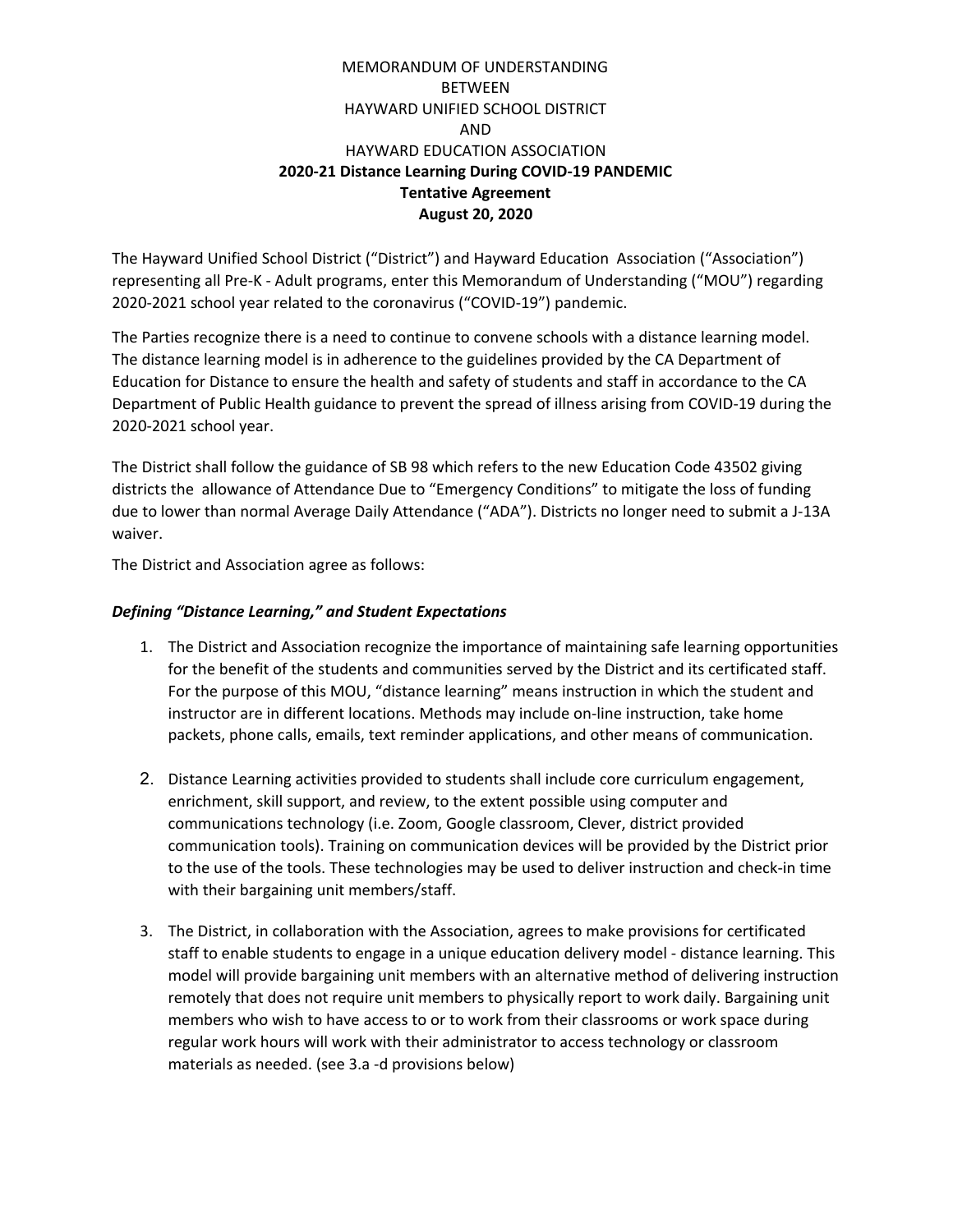MEMORANDUM OF UNDERSTANDING
BETWEEN
HAYWARD UNIFIED SCHOOL DISTRICT
AND
HAYWARD EDUCATION ASSOCIATION

**2020-21 Distance Learning During COVID-19 PANDEMIC**
**Tentative Agreement**
**August 20, 2020**

The Hayward Unified School District ("District") and Hayward Education Association ("Association") representing all Pre-K - Adult programs, enter this Memorandum of Understanding ("MOU") regarding 2020-2021 school year related to the coronavirus ("COVID-19") pandemic.

The Parties recognize there is a need to continue to convene schools with a distance learning model. The distance learning model is in adherence to the guidelines provided by the CA Department of Education for Distance to ensure the health and safety of students and staff in accordance to the CA Department of Public Health guidance to prevent the spread of illness arising from COVID-19 during the 2020-2021 school year.

The District shall follow the guidance of SB 98 which refers to the new Education Code 43502 giving districts the allowance of Attendance Due to "Emergency Conditions" to mitigate the loss of funding due to lower than normal Average Daily Attendance ("ADA"). Districts no longer need to submit a J-13A waiver.

The District and Association agree as follows:

***Defining "Distance Learning," and Student Expectations***

1. The District and Association recognize the importance of maintaining safe learning opportunities for the benefit of the students and communities served by the District and its certificated staff. For the purpose of this MOU, "distance learning" means instruction in which the student and instructor are in different locations. Methods may include on-line instruction, take home packets, phone calls, emails, text reminder applications, and other means of communication.

2. Distance Learning activities provided to students shall include core curriculum engagement, enrichment, skill support, and review, to the extent possible using computer and communications technology (i.e. Zoom, Google classroom, Clever, district provided communication tools). Training on communication devices will be provided by the District prior to the use of the tools. These technologies may be used to deliver instruction and check-in time with their bargaining unit members/staff.

3. The District, in collaboration with the Association, agrees to make provisions for certificated staff to enable students to engage in a unique education delivery model - distance learning. This model will provide bargaining unit members with an alternative method of delivering instruction remotely that does not require unit members to physically report to work daily. Bargaining unit members who wish to have access to or to work from their classrooms or work space during regular work hours will work with their administrator to access technology or classroom materials as needed. (see 3.a -d provisions below)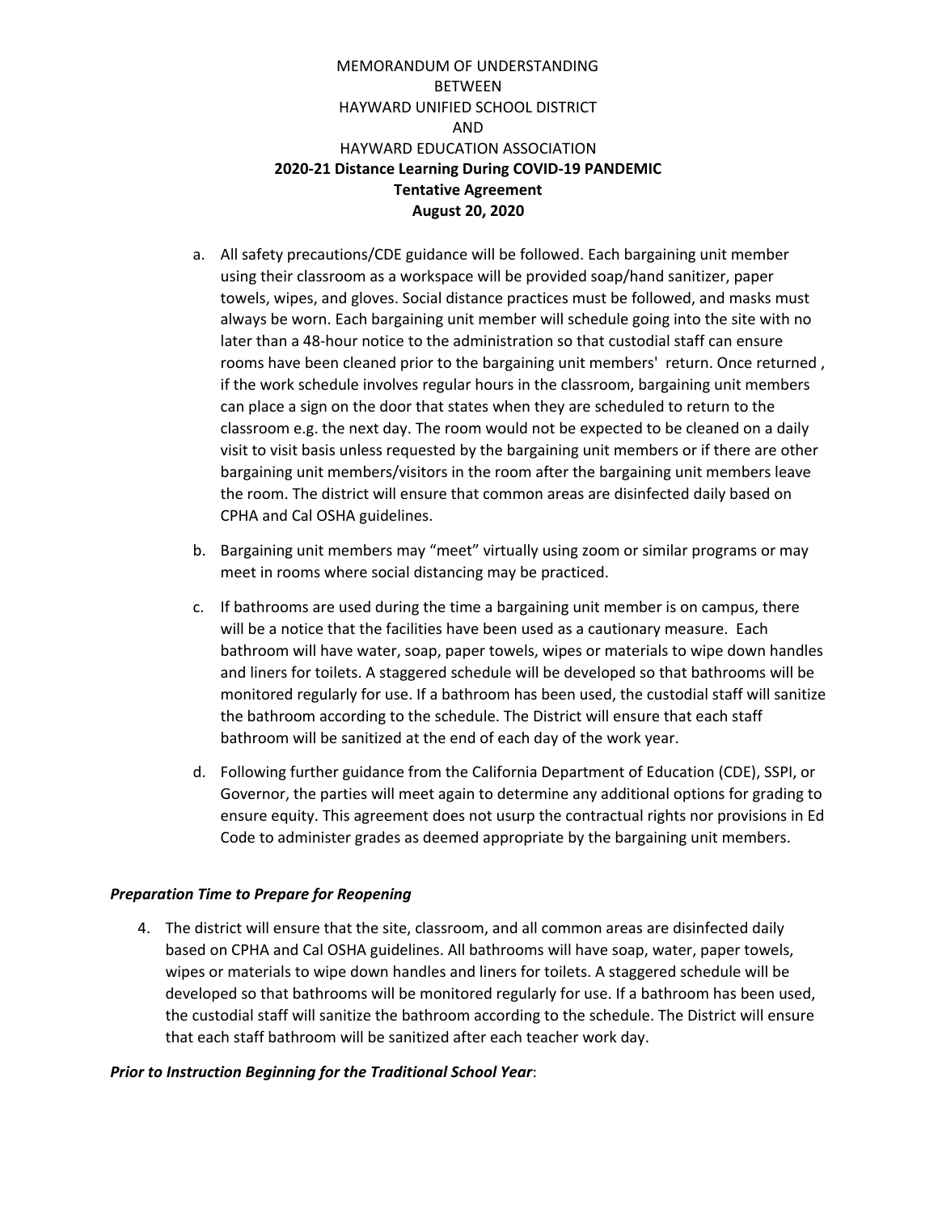MEMORANDUM OF UNDERSTANDING
BETWEEN
HAYWARD UNIFIED SCHOOL DISTRICT
AND
HAYWARD EDUCATION ASSOCIATION
**2020-21 Distance Learning During COVID-19 PANDEMIC**
**Tentative Agreement**
**August 20, 2020**

a. All safety precautions/CDE guidance will be followed. Each bargaining unit member using their classroom as a workspace will be provided soap/hand sanitizer, paper towels, wipes, and gloves. Social distance practices must be followed, and masks must always be worn. Each bargaining unit member will schedule going into the site with no later than a 48-hour notice to the administration so that custodial staff can ensure rooms have been cleaned prior to the bargaining unit members' return. Once returned , if the work schedule involves regular hours in the classroom, bargaining unit members can place a sign on the door that states when they are scheduled to return to the classroom e.g. the next day. The room would not be expected to be cleaned on a daily visit to visit basis unless requested by the bargaining unit members or if there are other bargaining unit members/visitors in the room after the bargaining unit members leave the room. The district will ensure that common areas are disinfected daily based on CPHA and Cal OSHA guidelines.

b. Bargaining unit members may "meet" virtually using zoom or similar programs or may meet in rooms where social distancing may be practiced.

c. If bathrooms are used during the time a bargaining unit member is on campus, there will be a notice that the facilities have been used as a cautionary measure. Each bathroom will have water, soap, paper towels, wipes or materials to wipe down handles and liners for toilets. A staggered schedule will be developed so that bathrooms will be monitored regularly for use. If a bathroom has been used, the custodial staff will sanitize the bathroom according to the schedule. The District will ensure that each staff bathroom will be sanitized at the end of each day of the work year.

d. Following further guidance from the California Department of Education (CDE), SSPI, or Governor, the parties will meet again to determine any additional options for grading to ensure equity. This agreement does not usurp the contractual rights nor provisions in Ed Code to administer grades as deemed appropriate by the bargaining unit members.

***Preparation Time to Prepare for Reopening***

4. The district will ensure that the site, classroom, and all common areas are disinfected daily based on CPHA and Cal OSHA guidelines. All bathrooms will have soap, water, paper towels, wipes or materials to wipe down handles and liners for toilets. A staggered schedule will be developed so that bathrooms will be monitored regularly for use. If a bathroom has been used, the custodial staff will sanitize the bathroom according to the schedule. The District will ensure that each staff bathroom will be sanitized after each teacher work day.

***Prior to Instruction Beginning for the Traditional School Year***: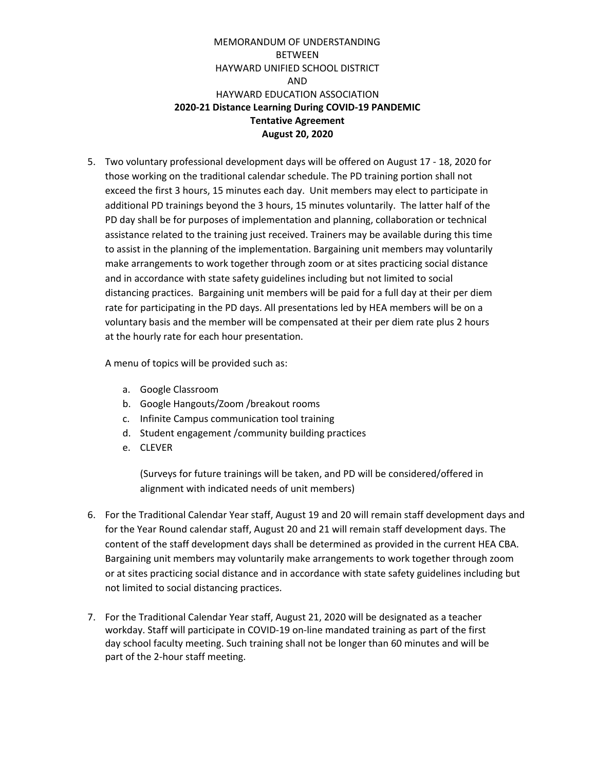MEMORANDUM OF UNDERSTANDING
BETWEEN
HAYWARD UNIFIED SCHOOL DISTRICT
AND
HAYWARD EDUCATION ASSOCIATION

**2020-21 Distance Learning During COVID-19 PANDEMIC**
**Tentative Agreement**
**August 20, 2020**

5. Two voluntary professional development days will be offered on August 17 - 18, 2020 for those working on the traditional calendar schedule. The PD training portion shall not exceed the first 3 hours, 15 minutes each day. Unit members may elect to participate in additional PD trainings beyond the 3 hours, 15 minutes voluntarily. The latter half of the PD day shall be for purposes of implementation and planning, collaboration or technical assistance related to the training just received. Trainers may be available during this time to assist in the planning of the implementation. Bargaining unit members may voluntarily make arrangements to work together through zoom or at sites practicing social distance and in accordance with state safety guidelines including but not limited to social distancing practices. Bargaining unit members will be paid for a full day at their per diem rate for participating in the PD days. All presentations led by HEA members will be on a voluntary basis and the member will be compensated at their per diem rate plus 2 hours at the hourly rate for each hour presentation.

   A menu of topics will be provided such as:

   a. Google Classroom
   b. Google Hangouts/Zoom /breakout rooms
   c. Infinite Campus communication tool training
   d. Student engagement /community building practices
   e. CLEVER

      (Surveys for future trainings will be taken, and PD will be considered/offered in alignment with indicated needs of unit members)

6. For the Traditional Calendar Year staff, August 19 and 20 will remain staff development days and for the Year Round calendar staff, August 20 and 21 will remain staff development days. The content of the staff development days shall be determined as provided in the current HEA CBA. Bargaining unit members may voluntarily make arrangements to work together through zoom or at sites practicing social distance and in accordance with state safety guidelines including but not limited to social distancing practices.

7. For the Traditional Calendar Year staff, August 21, 2020 will be designated as a teacher workday. Staff will participate in COVID-19 on-line mandated training as part of the first day school faculty meeting. Such training shall not be longer than 60 minutes and will be part of the 2-hour staff meeting.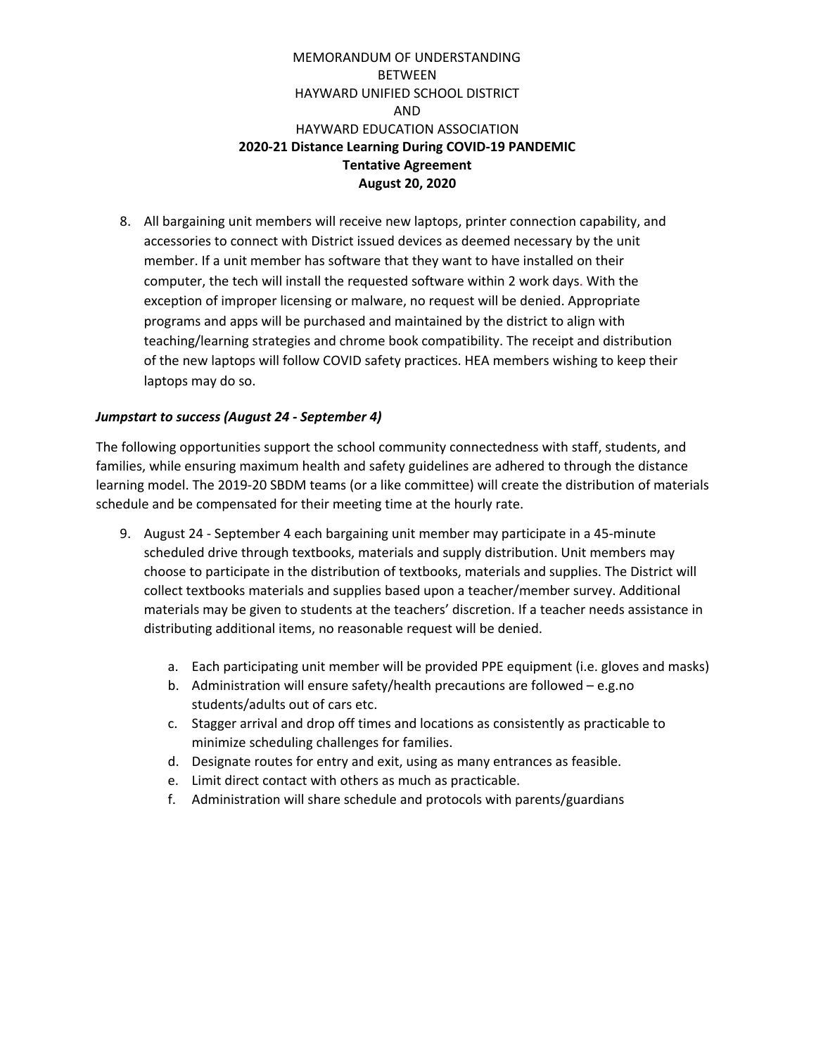MEMORANDUM OF UNDERSTANDING
BETWEEN
HAYWARD UNIFIED SCHOOL DISTRICT
AND
HAYWARD EDUCATION ASSOCIATION
**2020-21 Distance Learning During COVID-19 PANDEMIC**
**Tentative Agreement**
**August 20, 2020**

8. All bargaining unit members will receive new laptops, printer connection capability, and accessories to connect with District issued devices as deemed necessary by the unit member. If a unit member has software that they want to have installed on their computer, the tech will install the requested software within 2 work days. With the exception of improper licensing or malware, no request will be denied. Appropriate programs and apps will be purchased and maintained by the district to align with teaching/learning strategies and chrome book compatibility. The receipt and distribution of the new laptops will follow COVID safety practices. HEA members wishing to keep their laptops may do so.

***Jumpstart to success (August 24 - September 4)***

The following opportunities support the school community connectedness with staff, students, and families, while ensuring maximum health and safety guidelines are adhered to through the distance learning model. The 2019-20 SBDM teams (or a like committee) will create the distribution of materials schedule and be compensated for their meeting time at the hourly rate.

9. August 24 - September 4 each bargaining unit member may participate in a 45-minute scheduled drive through textbooks, materials and supply distribution. Unit members may choose to participate in the distribution of textbooks, materials and supplies. The District will collect textbooks materials and supplies based upon a teacher/member survey. Additional materials may be given to students at the teachers' discretion. If a teacher needs assistance in distributing additional items, no reasonable request will be denied.

    a. Each participating unit member will be provided PPE equipment (i.e. gloves and masks)
    b. Administration will ensure safety/health precautions are followed – e.g.no students/adults out of cars etc.
    c. Stagger arrival and drop off times and locations as consistently as practicable to minimize scheduling challenges for families.
    d. Designate routes for entry and exit, using as many entrances as feasible.
    e. Limit direct contact with others as much as practicable.
    f. Administration will share schedule and protocols with parents/guardians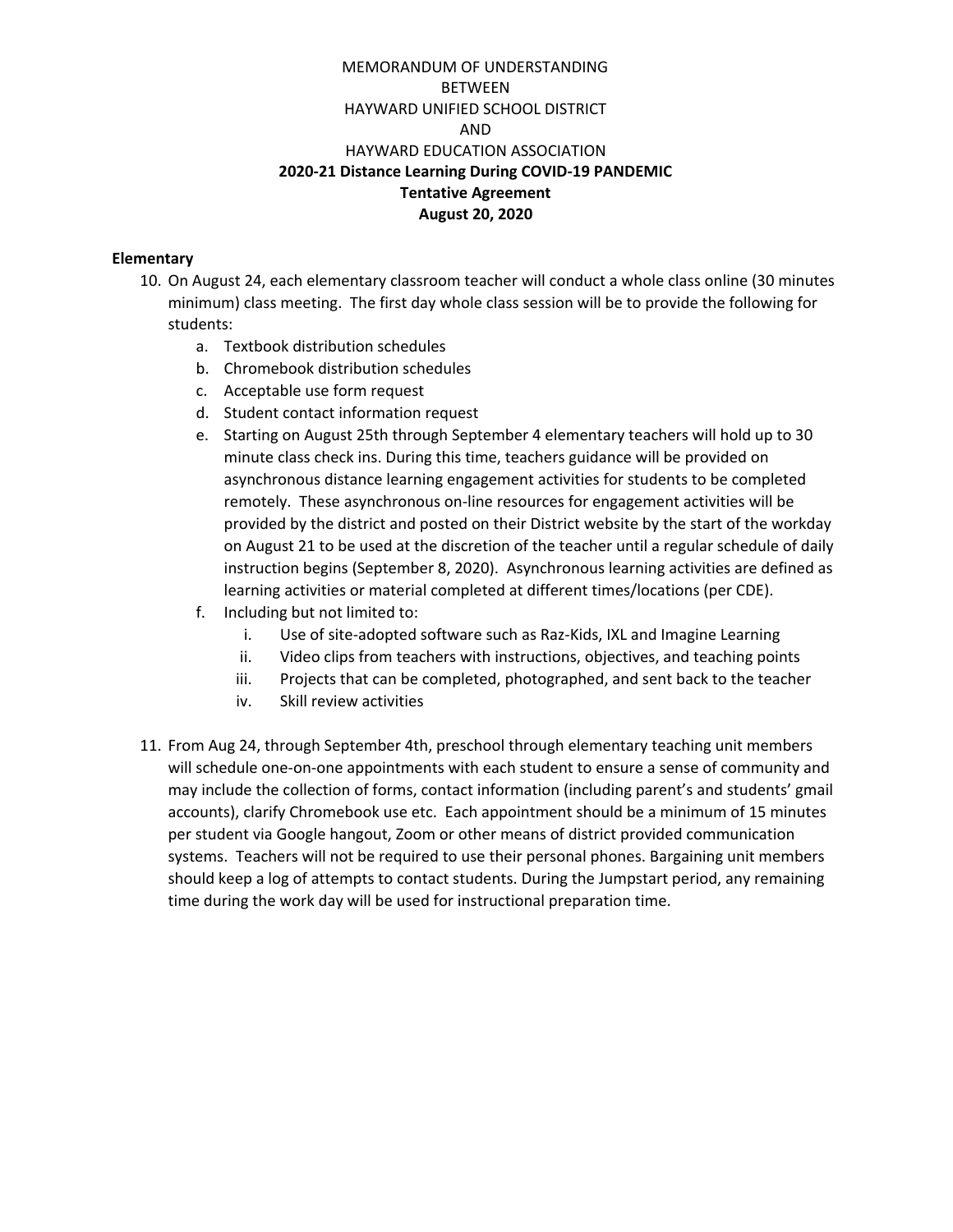MEMORANDUM OF UNDERSTANDING
BETWEEN
HAYWARD UNIFIED SCHOOL DISTRICT
AND
HAYWARD EDUCATION ASSOCIATION
**2020-21 Distance Learning During COVID-19 PANDEMIC**
**Tentative Agreement**
**August 20, 2020**

**Elementary**

10. On August 24, each elementary classroom teacher will conduct a whole class online (30 minutes minimum) class meeting. The first day whole class session will be to provide the following for students:
    a. Textbook distribution schedules
    b. Chromebook distribution schedules
    c. Acceptable use form request
    d. Student contact information request
    e. Starting on August 25th through September 4 elementary teachers will hold up to 30 minute class check ins. During this time, teachers guidance will be provided on asynchronous distance learning engagement activities for students to be completed remotely. These asynchronous on-line resources for engagement activities will be provided by the district and posted on their District website by the start of the workday on August 21 to be used at the discretion of the teacher until a regular schedule of daily instruction begins (September 8, 2020). Asynchronous learning activities are defined as learning activities or material completed at different times/locations (per CDE).
    f. Including but not limited to:
        i. Use of site-adopted software such as Raz-Kids, IXL and Imagine Learning
        ii. Video clips from teachers with instructions, objectives, and teaching points
        iii. Projects that can be completed, photographed, and sent back to the teacher
        iv. Skill review activities

11. From Aug 24, through September 4th, preschool through elementary teaching unit members will schedule one-on-one appointments with each student to ensure a sense of community and may include the collection of forms, contact information (including parent's and students' gmail accounts), clarify Chromebook use etc. Each appointment should be a minimum of 15 minutes per student via Google hangout, Zoom or other means of district provided communication systems. Teachers will not be required to use their personal phones. Bargaining unit members should keep a log of attempts to contact students. During the Jumpstart period, any remaining time during the work day will be used for instructional preparation time.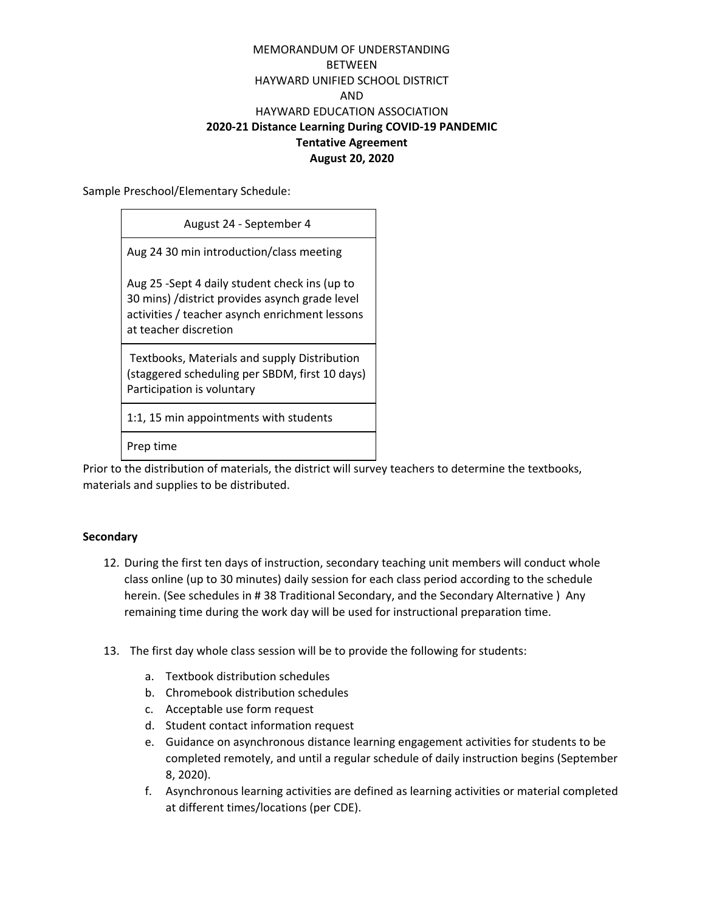MEMORANDUM OF UNDERSTANDING
BETWEEN
HAYWARD UNIFIED SCHOOL DISTRICT
AND
HAYWARD EDUCATION ASSOCIATION

**2020-21 Distance Learning During COVID-19 PANDEMIC**
**Tentative Agreement**
**August 20, 2020**

Sample Preschool/Elementary Schedule:

| August 24 - September 4 |
|---|
| Aug 24 30 min introduction/class meeting<br><br>Aug 25 -Sept 4 daily student check ins (up to 30 mins) /district provides asynch grade level activities / teacher asynch enrichment lessons at teacher discretion |
| Textbooks, Materials and supply Distribution (staggered scheduling per SBDM, first 10 days) Participation is voluntary |
| 1:1, 15 min appointments with students |
| Prep time |

Prior to the distribution of materials, the district will survey teachers to determine the textbooks, materials and supplies to be distributed.

**Secondary**

12. During the first ten days of instruction, secondary teaching unit members will conduct whole class online (up to 30 minutes) daily session for each class period according to the schedule herein. (See schedules in # 38 Traditional Secondary, and the Secondary Alternative ) Any remaining time during the work day will be used for instructional preparation time.

13. The first day whole class session will be to provide the following for students:
    a. Textbook distribution schedules
    b. Chromebook distribution schedules
    c. Acceptable use form request
    d. Student contact information request
    e. Guidance on asynchronous distance learning engagement activities for students to be completed remotely, and until a regular schedule of daily instruction begins (September 8, 2020).
    f. Asynchronous learning activities are defined as learning activities or material completed at different times/locations (per CDE).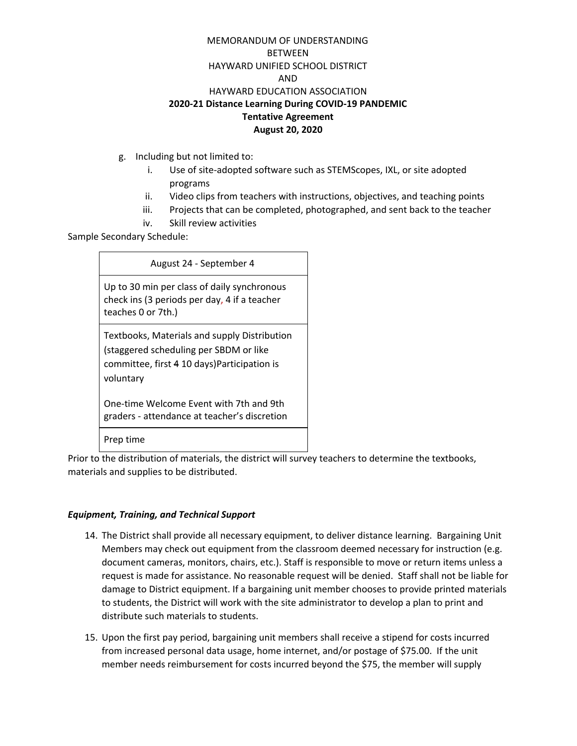MEMORANDUM OF UNDERSTANDING
BETWEEN
HAYWARD UNIFIED SCHOOL DISTRICT
AND
HAYWARD EDUCATION ASSOCIATION
**2020-21 Distance Learning During COVID-19 PANDEMIC**
**Tentative Agreement**
**August 20, 2020**

g. Including but not limited to:
   i. Use of site-adopted software such as STEMScopes, IXL, or site adopted programs
   ii. Video clips from teachers with instructions, objectives, and teaching points
   iii. Projects that can be completed, photographed, and sent back to the teacher
   iv. Skill review activities

Sample Secondary Schedule:

| August 24 - September 4 |
|---|
| Up to 30 min per class of daily synchronous check ins (3 periods per day, 4 if a teacher teaches 0 or 7th.) |
| Textbooks, Materials and supply Distribution (staggered scheduling per SBDM or like committee, first ~~4~~ 10 days)Participation is voluntary<br><br>One-time Welcome Event with 7th and 9th graders - attendance at teacher's discretion |
| Prep time |

Prior to the distribution of materials, the district will survey teachers to determine the textbooks, materials and supplies to be distributed.

***Equipment, Training, and Technical Support***

14. The District shall provide all necessary equipment, to deliver distance learning. Bargaining Unit Members may check out equipment from the classroom deemed necessary for instruction (e.g. document cameras, monitors, chairs, etc.). Staff is responsible to move or return items unless a request is made for assistance. No reasonable request will be denied. Staff shall not be liable for damage to District equipment. If a bargaining unit member chooses to provide printed materials to students, the District will work with the site administrator to develop a plan to print and distribute such materials to students.

15. Upon the first pay period, bargaining unit members shall receive a stipend for costs incurred from increased personal data usage, home internet, and/or postage of $75.00. If the unit member needs reimbursement for costs incurred beyond the $75, the member will supply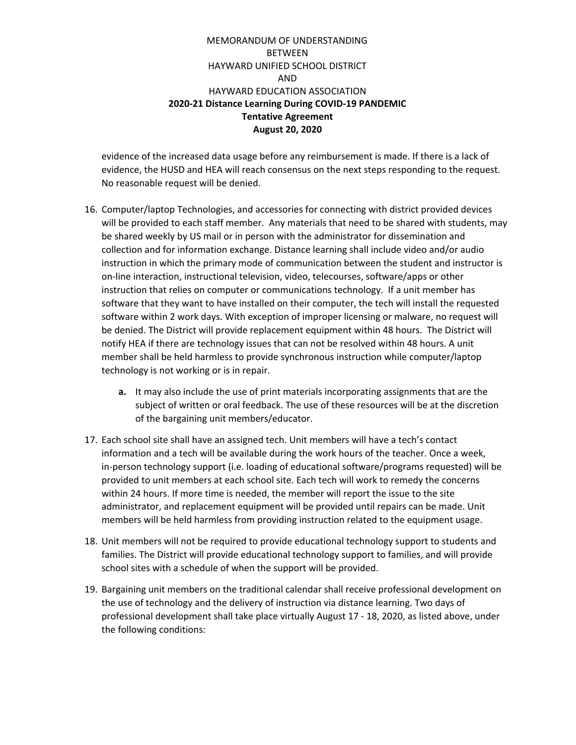evidence of the increased data usage before any reimbursement is made. If there is a lack of evidence, the HUSD and HEA will reach consensus on the next steps responding to the request. No reasonable request will be denied.

16. Computer/laptop Technologies, and accessories for connecting with district provided devices will be provided to each staff member. Any materials that need to be shared with students, may be shared weekly by US mail or in person with the administrator for dissemination and collection and for information exchange. Distance learning shall include video and/or audio instruction in which the primary mode of communication between the student and instructor is on-line interaction, instructional television, video, telecourses, software/apps or other instruction that relies on computer or communications technology. If a unit member has software that they want to have installed on their computer, the tech will install the requested software within 2 work days. With exception of improper licensing or malware, no request will be denied. The District will provide replacement equipment within 48 hours. The District will notify HEA if there are technology issues that can not be resolved within 48 hours. A unit member shall be held harmless to provide synchronous instruction while computer/laptop technology is not working or is in repair.
    - **a.** It may also include the use of print materials incorporating assignments that are the subject of written or oral feedback. The use of these resources will be at the discretion of the bargaining unit members/educator.
17. Each school site shall have an assigned tech. Unit members will have a tech's contact information and a tech will be available during the work hours of the teacher. Once a week, in-person technology support (i.e. loading of educational software/programs requested) will be provided to unit members at each school site. Each tech will work to remedy the concerns within 24 hours. If more time is needed, the member will report the issue to the site administrator, and replacement equipment will be provided until repairs can be made. Unit members will be held harmless from providing instruction related to the equipment usage.
18. Unit members will not be required to provide educational technology support to students and families. The District will provide educational technology support to families, and will provide school sites with a schedule of when the support will be provided.
19. Bargaining unit members on the traditional calendar shall receive professional development on the use of technology and the delivery of instruction via distance learning. Two days of professional development shall take place virtually August 17 - 18, 2020, as listed above, under the following conditions: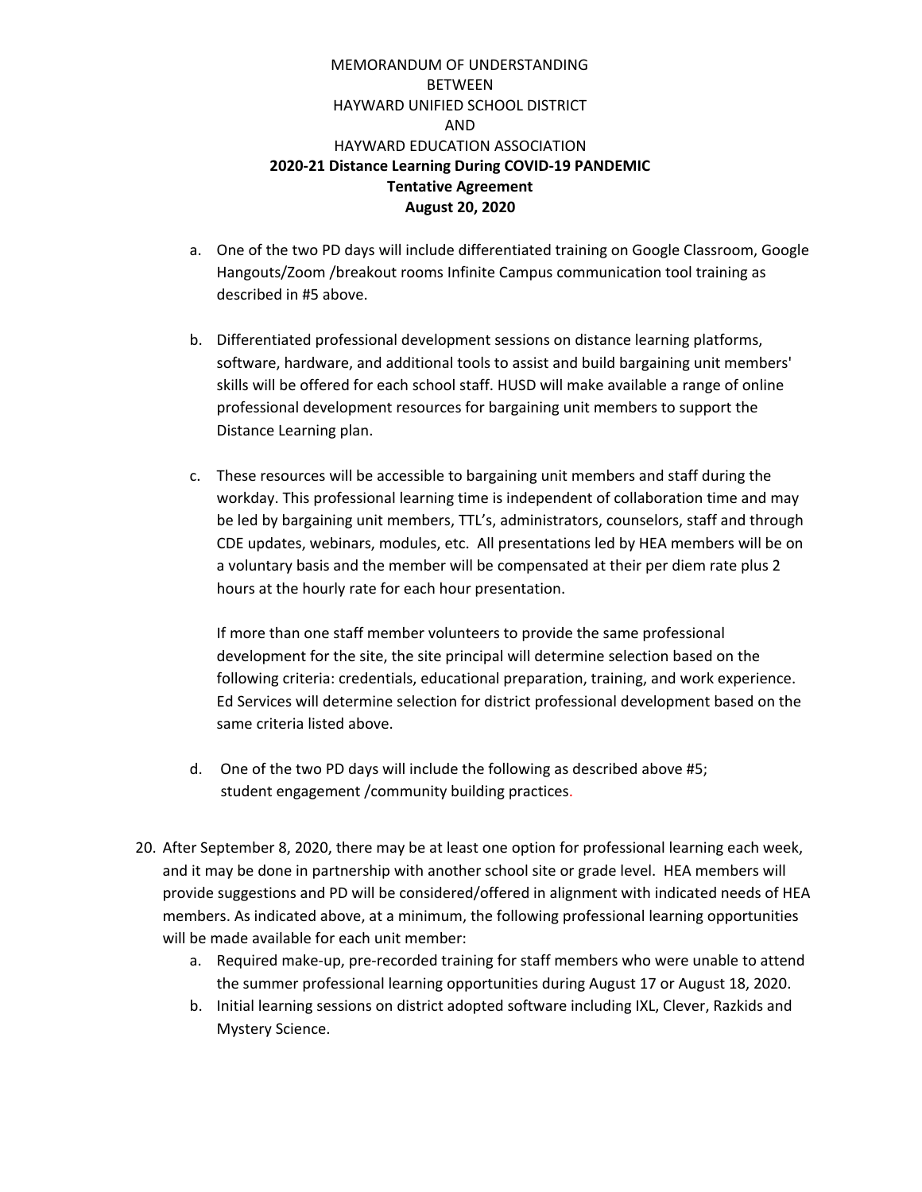MEMORANDUM OF UNDERSTANDING
BETWEEN
HAYWARD UNIFIED SCHOOL DISTRICT
AND
HAYWARD EDUCATION ASSOCIATION
**2020-21 Distance Learning During COVID-19 PANDEMIC**
**Tentative Agreement**
**August 20, 2020**

a. One of the two PD days will include differentiated training on Google Classroom, Google Hangouts/Zoom /breakout rooms Infinite Campus communication tool training as described in #5 above.

b. Differentiated professional development sessions on distance learning platforms, software, hardware, and additional tools to assist and build bargaining unit members' skills will be offered for each school staff. HUSD will make available a range of online professional development resources for bargaining unit members to support the Distance Learning plan.

c. These resources will be accessible to bargaining unit members and staff during the workday. This professional learning time is independent of collaboration time and may be led by bargaining unit members, TTL's, administrators, counselors, staff and through CDE updates, webinars, modules, etc. All presentations led by HEA members will be on a voluntary basis and the member will be compensated at their per diem rate plus 2 hours at the hourly rate for each hour presentation.

   If more than one staff member volunteers to provide the same professional development for the site, the site principal will determine selection based on the following criteria: credentials, educational preparation, training, and work experience. Ed Services will determine selection for district professional development based on the same criteria listed above.

d. One of the two PD days will include the following as described above #5; student engagement /community building practices.

20. After September 8, 2020, there may be at least one option for professional learning each week, and it may be done in partnership with another school site or grade level. HEA members will provide suggestions and PD will be considered/offered in alignment with indicated needs of HEA members. As indicated above, at a minimum, the following professional learning opportunities will be made available for each unit member:
    a. Required make-up, pre-recorded training for staff members who were unable to attend the summer professional learning opportunities during August 17 or August 18, 2020.
    b. Initial learning sessions on district adopted software including IXL, Clever, Razkids and Mystery Science.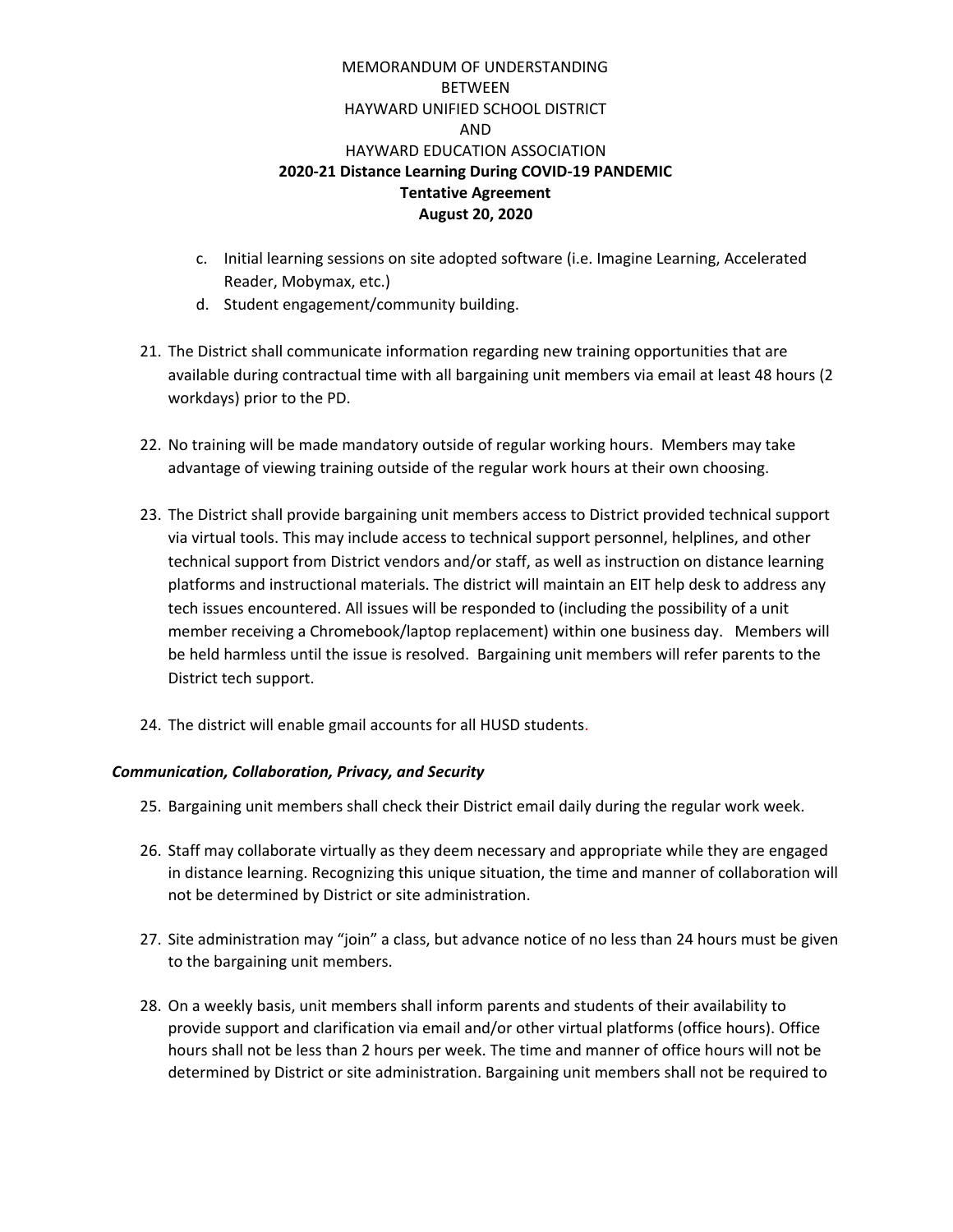MEMORANDUM OF UNDERSTANDING
BETWEEN
HAYWARD UNIFIED SCHOOL DISTRICT
AND
HAYWARD EDUCATION ASSOCIATION
**2020-21 Distance Learning During COVID-19 PANDEMIC**
**Tentative Agreement**
**August 20, 2020**

c. Initial learning sessions on site adopted software (i.e. Imagine Learning, Accelerated Reader, Mobymax, etc.)
d. Student engagement/community building.

21. The District shall communicate information regarding new training opportunities that are available during contractual time with all bargaining unit members via email at least 48 hours (2 workdays) prior to the PD.

22. No training will be made mandatory outside of regular working hours. Members may take advantage of viewing training outside of the regular work hours at their own choosing.

23. The District shall provide bargaining unit members access to District provided technical support via virtual tools. This may include access to technical support personnel, helplines, and other technical support from District vendors and/or staff, as well as instruction on distance learning platforms and instructional materials. The district will maintain an EIT help desk to address any tech issues encountered. All issues will be responded to (including the possibility of a unit member receiving a Chromebook/laptop replacement) within one business day. Members will be held harmless until the issue is resolved. Bargaining unit members will refer parents to the District tech support.

24. The district will enable gmail accounts for all HUSD students.

***Communication, Collaboration, Privacy, and Security***

25. Bargaining unit members shall check their District email daily during the regular work week.

26. Staff may collaborate virtually as they deem necessary and appropriate while they are engaged in distance learning. Recognizing this unique situation, the time and manner of collaboration will not be determined by District or site administration.

27. Site administration may "join" a class, but advance notice of no less than 24 hours must be given to the bargaining unit members.

28. On a weekly basis, unit members shall inform parents and students of their availability to provide support and clarification via email and/or other virtual platforms (office hours). Office hours shall not be less than 2 hours per week. The time and manner of office hours will not be determined by District or site administration. Bargaining unit members shall not be required to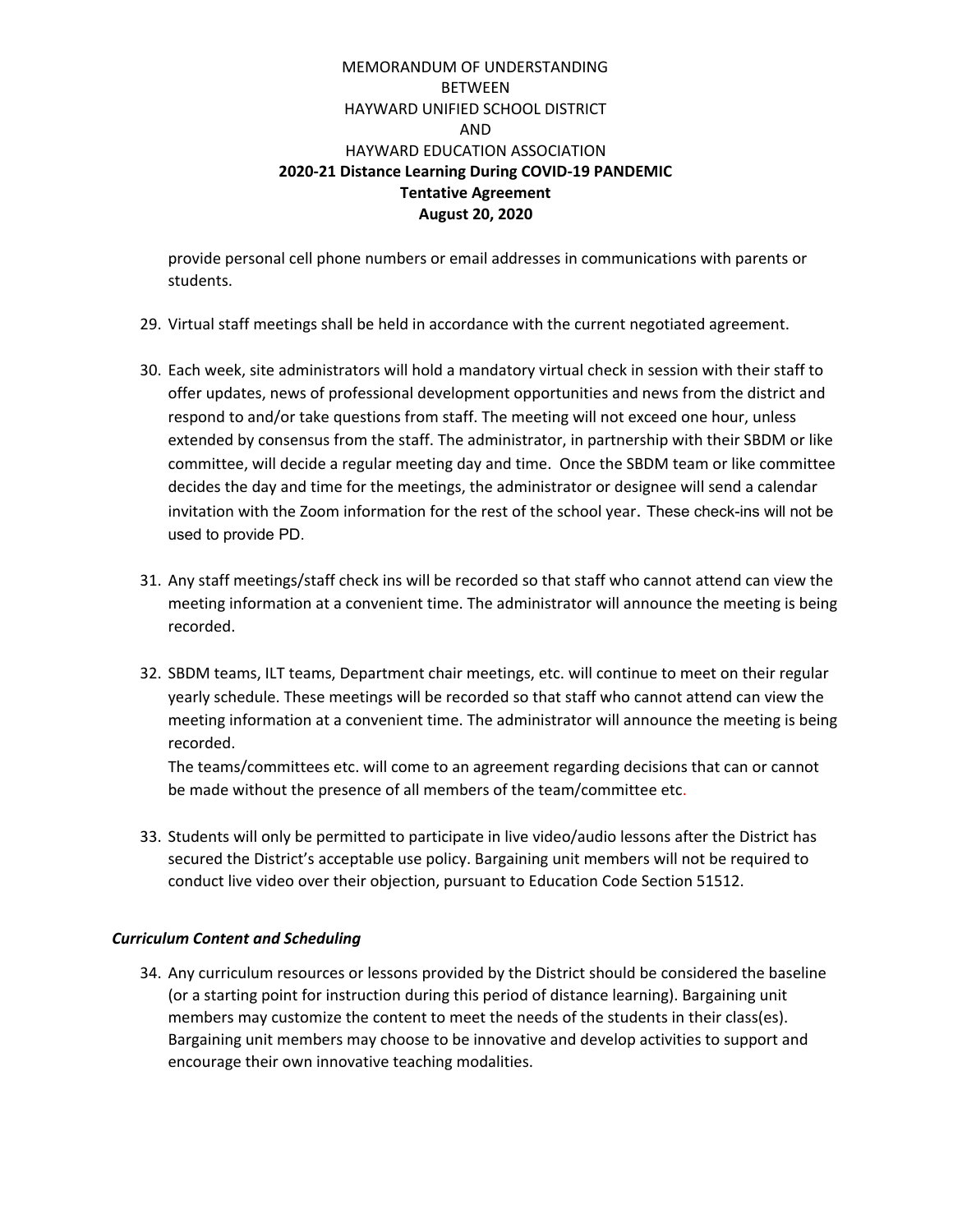provide personal cell phone numbers or email addresses in communications with parents or students.

29. Virtual staff meetings shall be held in accordance with the current negotiated agreement.

30. Each week, site administrators will hold a mandatory virtual check in session with their staff to offer updates, news of professional development opportunities and news from the district and respond to and/or take questions from staff. The meeting will not exceed one hour, unless extended by consensus from the staff. The administrator, in partnership with their SBDM or like committee, will decide a regular meeting day and time. Once the SBDM team or like committee decides the day and time for the meetings, the administrator or designee will send a calendar invitation with the Zoom information for the rest of the school year. These check-ins will not be used to provide PD.

31. Any staff meetings/staff check ins will be recorded so that staff who cannot attend can view the meeting information at a convenient time. The administrator will announce the meeting is being recorded.

32. SBDM teams, ILT teams, Department chair meetings, etc. will continue to meet on their regular yearly schedule. These meetings will be recorded so that staff who cannot attend can view the meeting information at a convenient time. The administrator will announce the meeting is being recorded.
    The teams/committees etc. will come to an agreement regarding decisions that can or cannot be made without the presence of all members of the team/committee etc.

33. Students will only be permitted to participate in live video/audio lessons after the District has secured the District's acceptable use policy. Bargaining unit members will not be required to conduct live video over their objection, pursuant to Education Code Section 51512.

***Curriculum Content and Scheduling***

34. Any curriculum resources or lessons provided by the District should be considered the baseline (or a starting point for instruction during this period of distance learning). Bargaining unit members may customize the content to meet the needs of the students in their class(es). Bargaining unit members may choose to be innovative and develop activities to support and encourage their own innovative teaching modalities.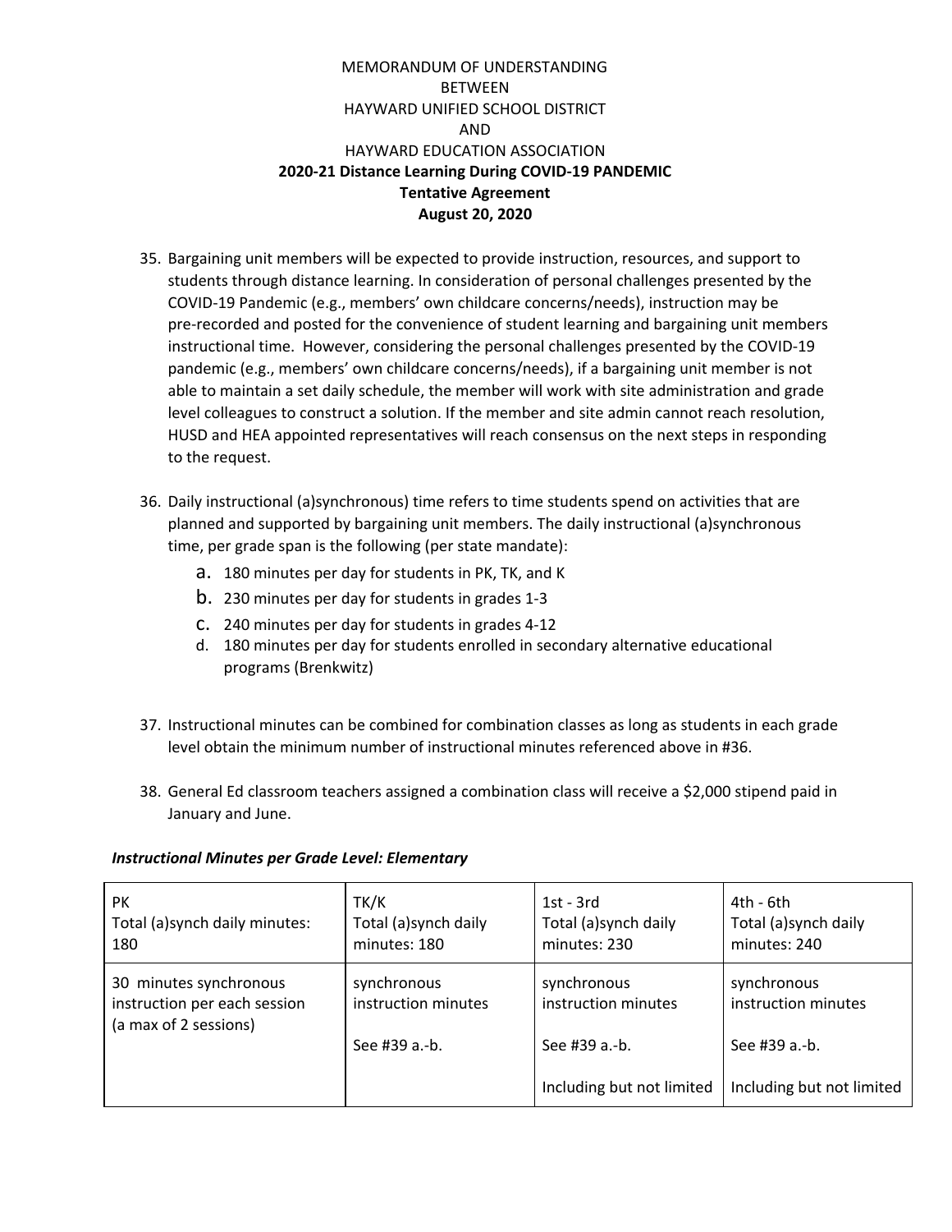MEMORANDUM OF UNDERSTANDING
BETWEEN
HAYWARD UNIFIED SCHOOL DISTRICT
AND
HAYWARD EDUCATION ASSOCIATION
**2020-21 Distance Learning During COVID-19 PANDEMIC**
**Tentative Agreement**
**August 20, 2020**

35. Bargaining unit members will be expected to provide instruction, resources, and support to students through distance learning. In consideration of personal challenges presented by the COVID-19 Pandemic (e.g., members' own childcare concerns/needs), instruction may be pre-recorded and posted for the convenience of student learning and bargaining unit members instructional time. However, considering the personal challenges presented by the COVID-19 pandemic (e.g., members' own childcare concerns/needs), if a bargaining unit member is not able to maintain a set daily schedule, the member will work with site administration and grade level colleagues to construct a solution. If the member and site admin cannot reach resolution, HUSD and HEA appointed representatives will reach consensus on the next steps in responding to the request.

36. Daily instructional (a)synchronous) time refers to time students spend on activities that are planned and supported by bargaining unit members. The daily instructional (a)synchronous time, per grade span is the following (per state mandate):
    a. 180 minutes per day for students in PK, TK, and K
    b. 230 minutes per day for students in grades 1-3
    c. 240 minutes per day for students in grades 4-12
    d. 180 minutes per day for students enrolled in secondary alternative educational programs (Brenkwitz)

37. Instructional minutes can be combined for combination classes as long as students in each grade level obtain the minimum number of instructional minutes referenced above in #36.

38. General Ed classroom teachers assigned a combination class will receive a $2,000 stipend paid in January and June.

***Instructional Minutes per Grade Level: Elementary***

| PK<br>Total (a)synch daily minutes: 180 | TK/K<br>Total (a)synch daily minutes: 180 | 1st - 3rd<br>Total (a)synch daily minutes: 230 | 4th - 6th<br>Total (a)synch daily minutes: 240 |
|---|---|---|---|
| 30 minutes synchronous instruction per each session (a max of 2 sessions) | synchronous instruction minutes<br><br>See #39 a.-b. | synchronous instruction minutes<br><br>See #39 a.-b.<br><br>Including but not limited | synchronous instruction minutes<br><br>See #39 a.-b.<br><br>Including but not limited |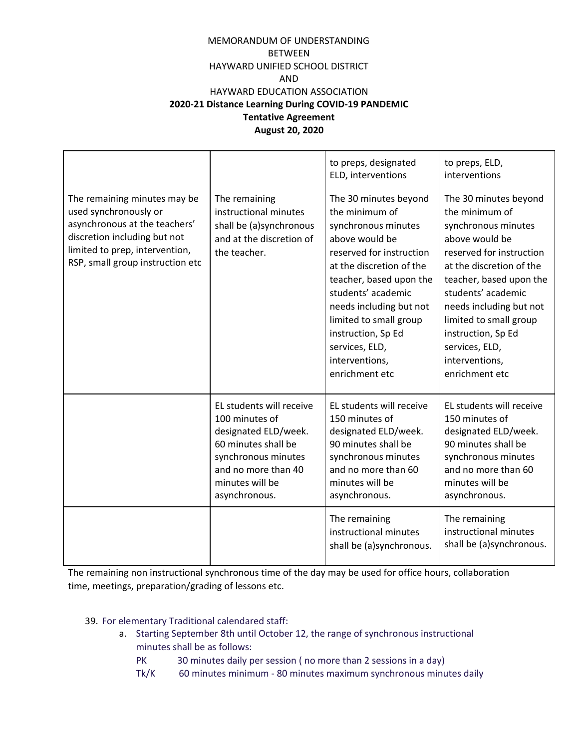MEMORANDUM OF UNDERSTANDING
BETWEEN
HAYWARD UNIFIED SCHOOL DISTRICT
AND
HAYWARD EDUCATION ASSOCIATION

**2020-21 Distance Learning During COVID-19 PANDEMIC**
**Tentative Agreement**
**August 20, 2020**

| | | | |
|---|---|---|---|
| | | to preps, designated ELD, interventions | to preps, ELD, interventions |
| The remaining minutes may be used synchronously or asynchronous at the teachers' discretion including but not limited to prep, intervention, RSP, small group instruction etc | The remaining instructional minutes shall be (a)synchronous and at the discretion of the teacher. | The 30 minutes beyond the minimum of synchronous minutes above would be reserved for instruction at the discretion of the teacher, based upon the students' academic needs including but not limited to small group instruction, Sp Ed services, ELD, interventions, enrichment etc | The 30 minutes beyond the minimum of synchronous minutes above would be reserved for instruction at the discretion of the teacher, based upon the students' academic needs including but not limited to small group instruction, Sp Ed services, ELD, interventions, enrichment etc |
| | EL students will receive 100 minutes of designated ELD/week. 60 minutes shall be synchronous minutes and no more than 40 minutes will be asynchronous. | EL students will receive 150 minutes of designated ELD/week. 90 minutes shall be synchronous minutes and no more than 60 minutes will be asynchronous. | EL students will receive 150 minutes of designated ELD/week. 90 minutes shall be synchronous minutes and no more than 60 minutes will be asynchronous. |
| | | The remaining instructional minutes shall be (a)synchronous. | The remaining instructional minutes shall be (a)synchronous. |

The remaining non instructional synchronous time of the day may be used for office hours, collaboration time, meetings, preparation/grading of lessons etc.

39. For elementary Traditional calendared staff:
    a. Starting September 8th until October 12, the range of synchronous instructional minutes shall be as follows:
       PK 30 minutes daily per session ( no more than 2 sessions in a day)
       Tk/K 60 minutes minimum - 80 minutes maximum synchronous minutes daily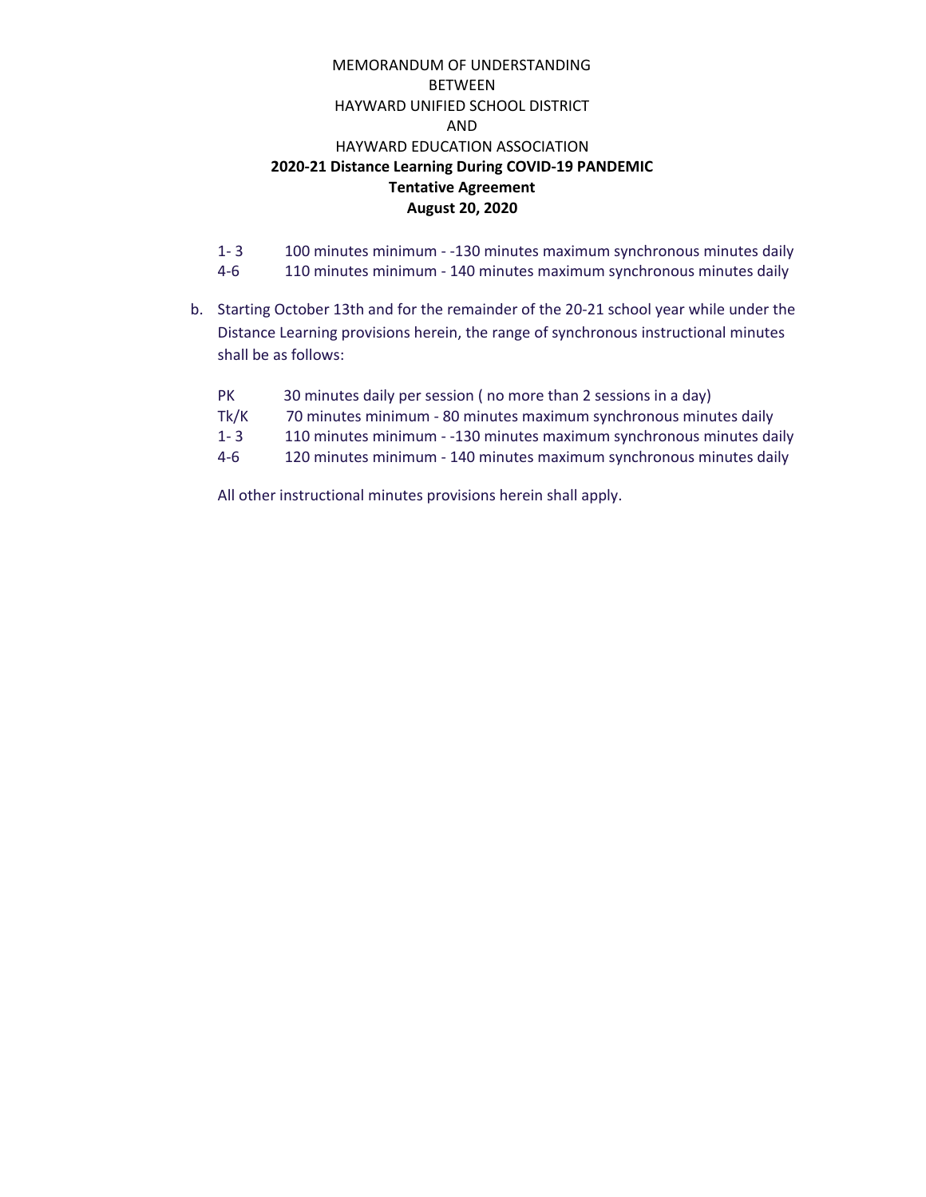MEMORANDUM OF UNDERSTANDING
BETWEEN
HAYWARD UNIFIED SCHOOL DISTRICT
AND
HAYWARD EDUCATION ASSOCIATION

**2020-21 Distance Learning During COVID-19 PANDEMIC**
**Tentative Agreement**
**August 20, 2020**

1- 3 100 minutes minimum - -130 minutes maximum synchronous minutes daily
4-6 110 minutes minimum - 140 minutes maximum synchronous minutes daily

b. Starting October 13th and for the remainder of the 20-21 school year while under the Distance Learning provisions herein, the range of synchronous instructional minutes shall be as follows:

PK 30 minutes daily per session ( no more than 2 sessions in a day)
Tk/K 70 minutes minimum - 80 minutes maximum synchronous minutes daily
1- 3 110 minutes minimum - -130 minutes maximum synchronous minutes daily
4-6 120 minutes minimum - 140 minutes maximum synchronous minutes daily

All other instructional minutes provisions herein shall apply.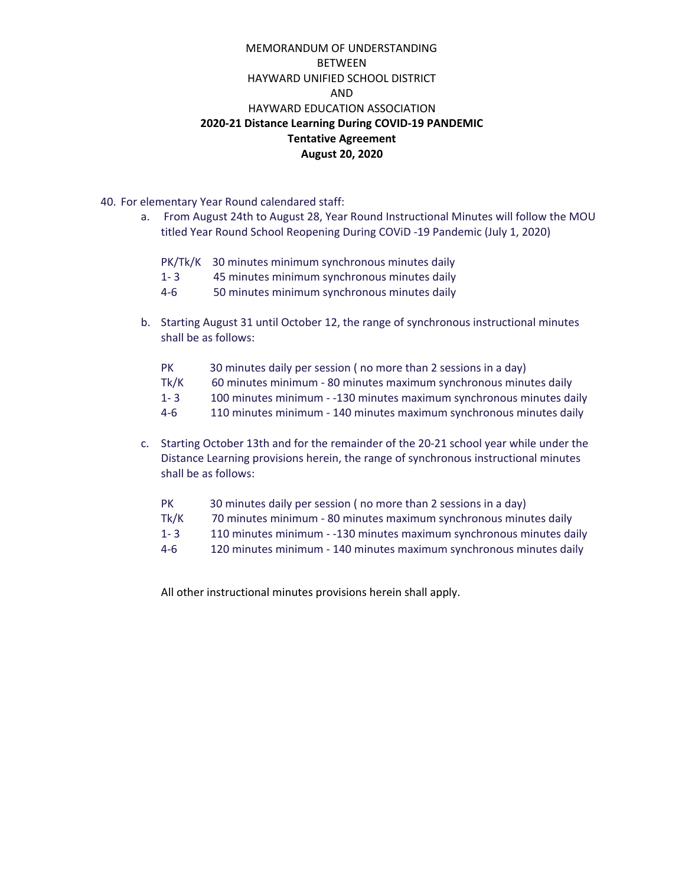MEMORANDUM OF UNDERSTANDING
BETWEEN
HAYWARD UNIFIED SCHOOL DISTRICT
AND
HAYWARD EDUCATION ASSOCIATION
**2020-21 Distance Learning During COVID-19 PANDEMIC**
**Tentative Agreement**
**August 20, 2020**

40. For elementary Year Round calendared staff:

    a. From August 24th to August 28, Year Round Instructional Minutes will follow the MOU titled Year Round School Reopening During COViD -19 Pandemic (July 1, 2020)

    PK/Tk/K 30 minutes minimum synchronous minutes daily
    1- 3 45 minutes minimum synchronous minutes daily
    4-6 50 minutes minimum synchronous minutes daily

    b. Starting August 31 until October 12, the range of synchronous instructional minutes shall be as follows:

    PK 30 minutes daily per session ( no more than 2 sessions in a day)
    Tk/K 60 minutes minimum - 80 minutes maximum synchronous minutes daily
    1- 3 100 minutes minimum - -130 minutes maximum synchronous minutes daily
    4-6 110 minutes minimum - 140 minutes maximum synchronous minutes daily

    c. Starting October 13th and for the remainder of the 20-21 school year while under the Distance Learning provisions herein, the range of synchronous instructional minutes shall be as follows:

    PK 30 minutes daily per session ( no more than 2 sessions in a day)
    Tk/K 70 minutes minimum - 80 minutes maximum synchronous minutes daily
    1- 3 110 minutes minimum - -130 minutes maximum synchronous minutes daily
    4-6 120 minutes minimum - 140 minutes maximum synchronous minutes daily

    All other instructional minutes provisions herein shall apply.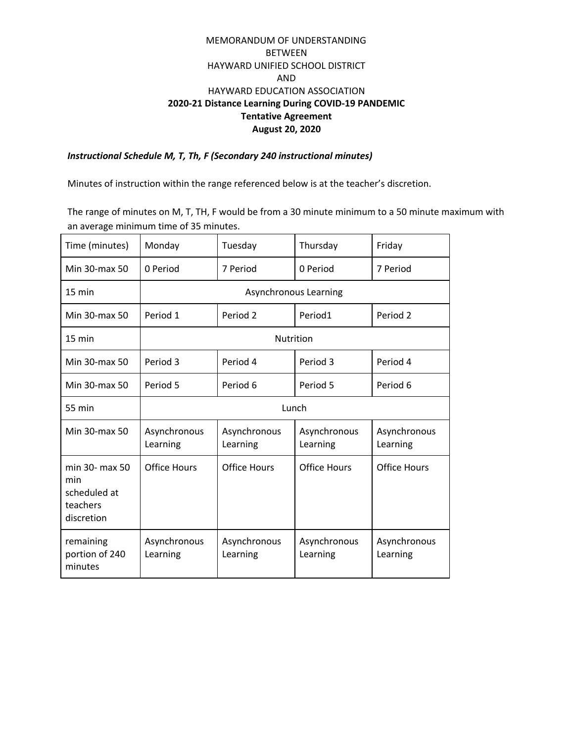MEMORANDUM OF UNDERSTANDING
BETWEEN
HAYWARD UNIFIED SCHOOL DISTRICT
AND
HAYWARD EDUCATION ASSOCIATION

**2020-21 Distance Learning During COVID-19 PANDEMIC**
**Tentative Agreement**
**August 20, 2020**

***Instructional Schedule M, T, Th, F (Secondary 240 instructional minutes)***

Minutes of instruction within the range referenced below is at the teacher's discretion.

The range of minutes on M, T, TH, F would be from a 30 minute minimum to a 50 minute maximum with an average minimum time of 35 minutes.

| Time (minutes) | Monday | Tuesday | Thursday | Friday |
|---|---|---|---|---|
| Min 30-max 50 | 0 Period | 7 Period | 0 Period | 7 Period |
| 15 min | Asynchronous Learning | | | |
| Min 30-max 50 | Period 1 | Period 2 | Period1 | Period 2 |
| 15 min | Nutrition | | | |
| Min 30-max 50 | Period 3 | Period 4 | Period 3 | Period 4 |
| Min 30-max 50 | Period 5 | Period 6 | Period 5 | Period 6 |
| 55 min | Lunch | | | |
| Min 30-max 50 | Asynchronous Learning | Asynchronous Learning | Asynchronous Learning | Asynchronous Learning |
| min 30- max 50 min scheduled at teachers discretion | Office Hours | Office Hours | Office Hours | Office Hours |
| remaining portion of 240 minutes | Asynchronous Learning | Asynchronous Learning | Asynchronous Learning | Asynchronous Learning |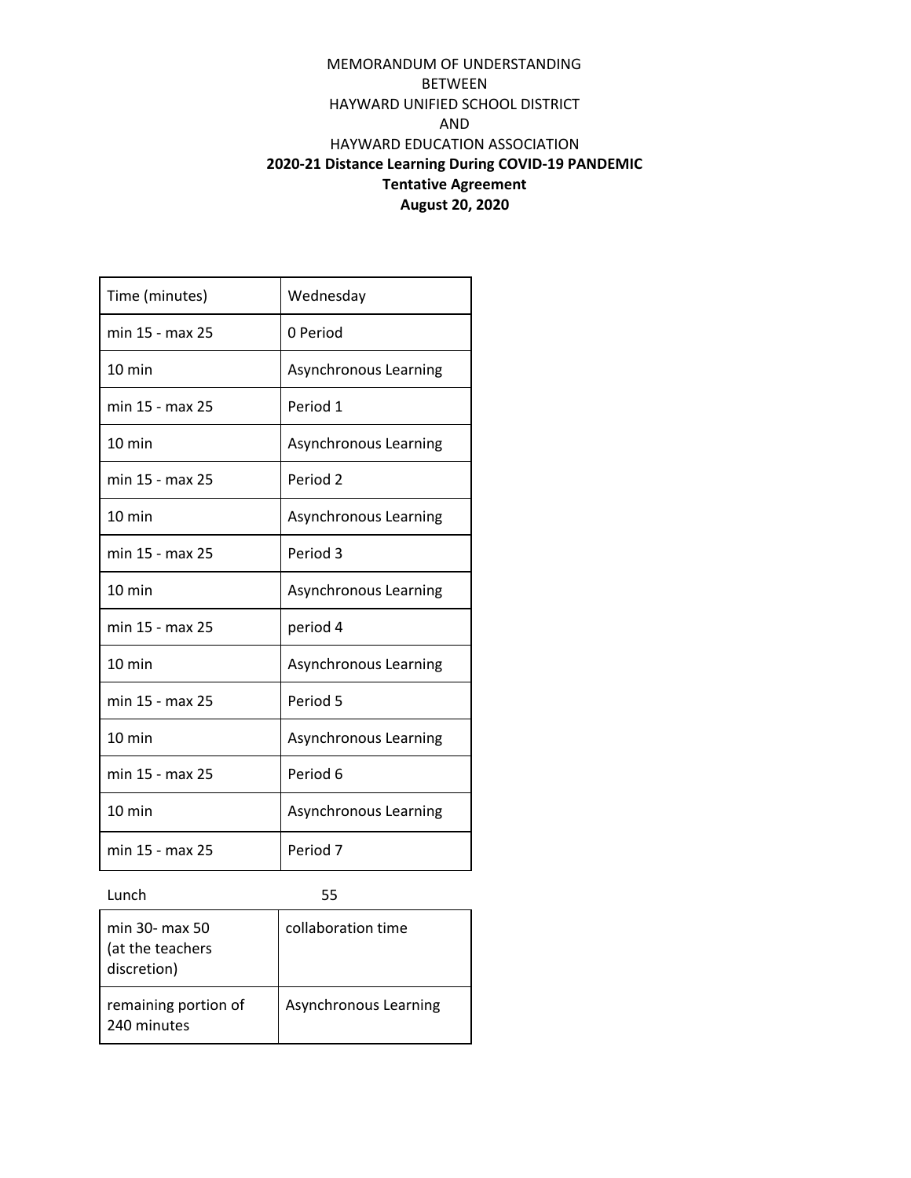MEMORANDUM OF UNDERSTANDING
BETWEEN
HAYWARD UNIFIED SCHOOL DISTRICT
AND
HAYWARD EDUCATION ASSOCIATION

**2020-21 Distance Learning During COVID-19 PANDEMIC**
**Tentative Agreement**
**August 20, 2020**

| Time (minutes) | Wednesday |
|---|---|
| min 15 - max 25 | 0 Period |
| 10 min | Asynchronous Learning |
| min 15 - max 25 | Period 1 |
| 10 min | Asynchronous Learning |
| min 15 - max 25 | Period 2 |
| 10 min | Asynchronous Learning |
| min 15 - max 25 | Period 3 |
| 10 min | Asynchronous Learning |
| min 15 - max 25 | period 4 |
| 10 min | Asynchronous Learning |
| min 15 - max 25 | Period 5 |
| 10 min | Asynchronous Learning |
| min 15 - max 25 | Period 6 |
| 10 min | Asynchronous Learning |
| min 15 - max 25 | Period 7 |

Lunch 55

| | |
|---|---|
| min 30- max 50 (at the teachers discretion) | collaboration time |
| remaining portion of 240 minutes | Asynchronous Learning |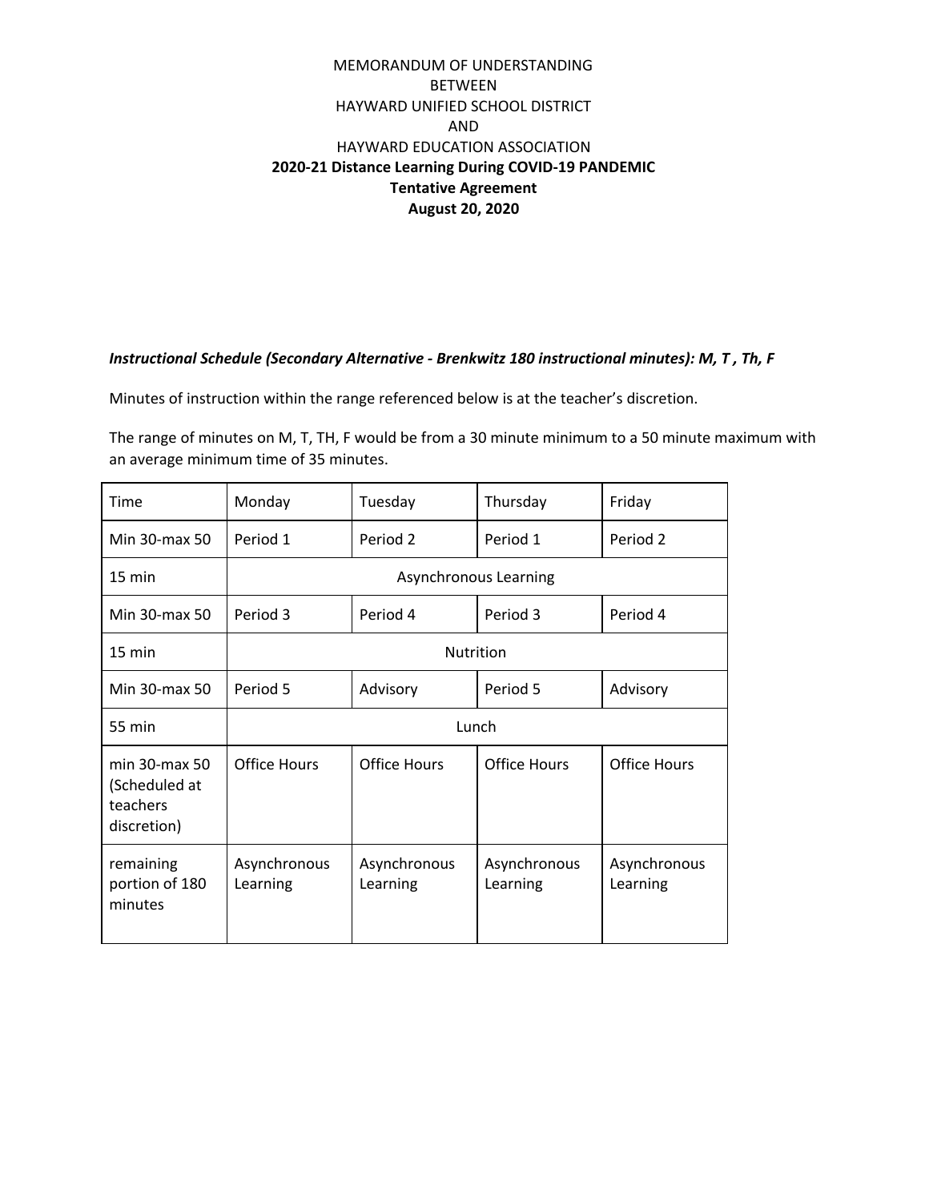MEMORANDUM OF UNDERSTANDING
BETWEEN
HAYWARD UNIFIED SCHOOL DISTRICT
AND
HAYWARD EDUCATION ASSOCIATION

**2020-21 Distance Learning During COVID-19 PANDEMIC**
**Tentative Agreement**
**August 20, 2020**

***Instructional Schedule (Secondary Alternative - Brenkwitz 180 instructional minutes): M, T , Th, F***

Minutes of instruction within the range referenced below is at the teacher's discretion.

The range of minutes on M, T, TH, F would be from a 30 minute minimum to a 50 minute maximum with an average minimum time of 35 minutes.

| Time | Monday | Tuesday | Thursday | Friday |
|---|---|---|---|---|
| Min 30-max 50 | Period 1 | Period 2 | Period 1 | Period 2 |
| 15 min | Asynchronous Learning | | | |
| Min 30-max 50 | Period 3 | Period 4 | Period 3 | Period 4 |
| 15 min | Nutrition | | | |
| Min 30-max 50 | Period 5 | Advisory | Period 5 | Advisory |
| 55 min | Lunch | | | |
| min 30-max 50 (Scheduled at teachers discretion) | Office Hours | Office Hours | Office Hours | Office Hours |
| remaining portion of 180 minutes | Asynchronous Learning | Asynchronous Learning | Asynchronous Learning | Asynchronous Learning |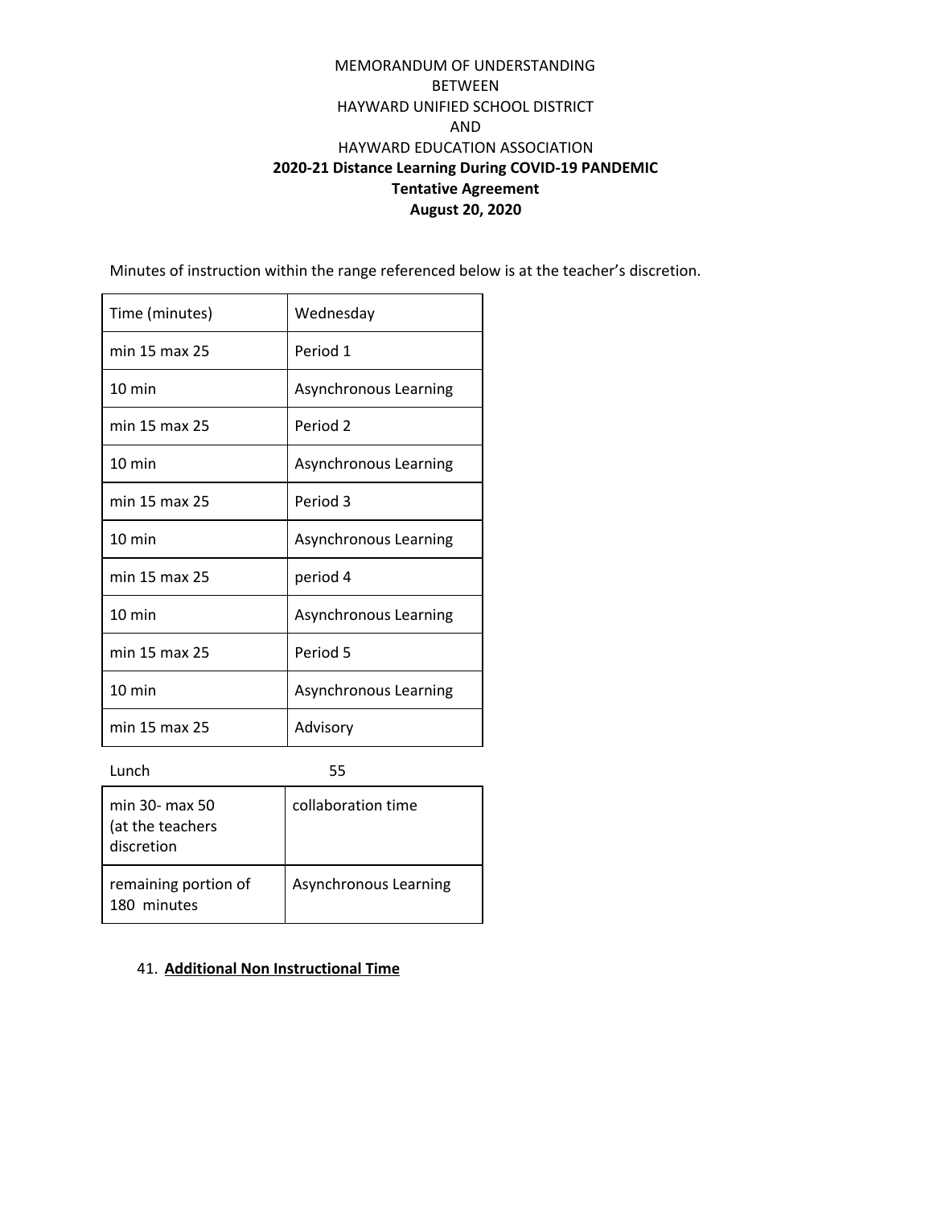MEMORANDUM OF UNDERSTANDING
BETWEEN
HAYWARD UNIFIED SCHOOL DISTRICT
AND
HAYWARD EDUCATION ASSOCIATION

**2020-21 Distance Learning During COVID-19 PANDEMIC**
**Tentative Agreement**
**August 20, 2020**

Minutes of instruction within the range referenced below is at the teacher's discretion.

| Time (minutes) | Wednesday |
|---|---|
| min 15 max 25 | Period 1 |
| 10 min | Asynchronous Learning |
| min 15 max 25 | Period 2 |
| 10 min | Asynchronous Learning |
| min 15 max 25 | Period 3 |
| 10 min | Asynchronous Learning |
| min 15 max 25 | period 4 |
| 10 min | Asynchronous Learning |
| min 15 max 25 | Period 5 |
| 10 min | Asynchronous Learning |
| min 15 max 25 | Advisory |

Lunch 55

| min 30- max 50 (at the teachers discretion | collaboration time |
|---|---|
| remaining portion of 180 minutes | Asynchronous Learning |

41. **<u>Additional Non Instructional Time</u>**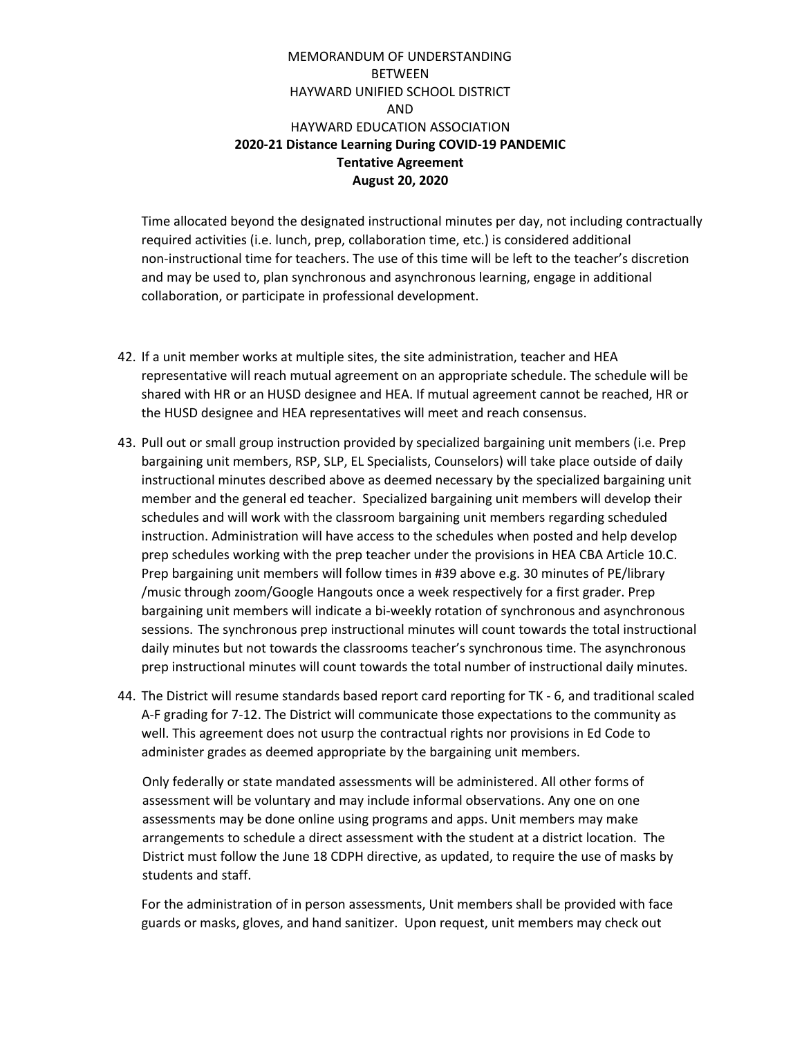MEMORANDUM OF UNDERSTANDING
BETWEEN
HAYWARD UNIFIED SCHOOL DISTRICT
AND
HAYWARD EDUCATION ASSOCIATION
**2020-21 Distance Learning During COVID-19 PANDEMIC**
**Tentative Agreement**
**August 20, 2020**

Time allocated beyond the designated instructional minutes per day, not including contractually required activities (i.e. lunch, prep, collaboration time, etc.) is considered additional non-instructional time for teachers. The use of this time will be left to the teacher's discretion and may be used to, plan synchronous and asynchronous learning, engage in additional collaboration, or participate in professional development.

42. If a unit member works at multiple sites, the site administration, teacher and HEA representative will reach mutual agreement on an appropriate schedule. The schedule will be shared with HR or an HUSD designee and HEA. If mutual agreement cannot be reached, HR or the HUSD designee and HEA representatives will meet and reach consensus.

43. Pull out or small group instruction provided by specialized bargaining unit members (i.e. Prep bargaining unit members, RSP, SLP, EL Specialists, Counselors) will take place outside of daily instructional minutes described above as deemed necessary by the specialized bargaining unit member and the general ed teacher. Specialized bargaining unit members will develop their schedules and will work with the classroom bargaining unit members regarding scheduled instruction. Administration will have access to the schedules when posted and help develop prep schedules working with the prep teacher under the provisions in HEA CBA Article 10.C. Prep bargaining unit members will follow times in #39 above e.g. 30 minutes of PE/library /music through zoom/Google Hangouts once a week respectively for a first grader. Prep bargaining unit members will indicate a bi-weekly rotation of synchronous and asynchronous sessions. The synchronous prep instructional minutes will count towards the total instructional daily minutes but not towards the classrooms teacher's synchronous time. The asynchronous prep instructional minutes will count towards the total number of instructional daily minutes.

44. The District will resume standards based report card reporting for TK - 6, and traditional scaled A-F grading for 7-12. The District will communicate those expectations to the community as well. This agreement does not usurp the contractual rights nor provisions in Ed Code to administer grades as deemed appropriate by the bargaining unit members.

    Only federally or state mandated assessments will be administered. All other forms of assessment will be voluntary and may include informal observations. Any one on one assessments may be done online using programs and apps. Unit members may make arrangements to schedule a direct assessment with the student at a district location. The District must follow the June 18 CDPH directive, as updated, to require the use of masks by students and staff.

    For the administration of in person assessments, Unit members shall be provided with face guards or masks, gloves, and hand sanitizer. Upon request, unit members may check out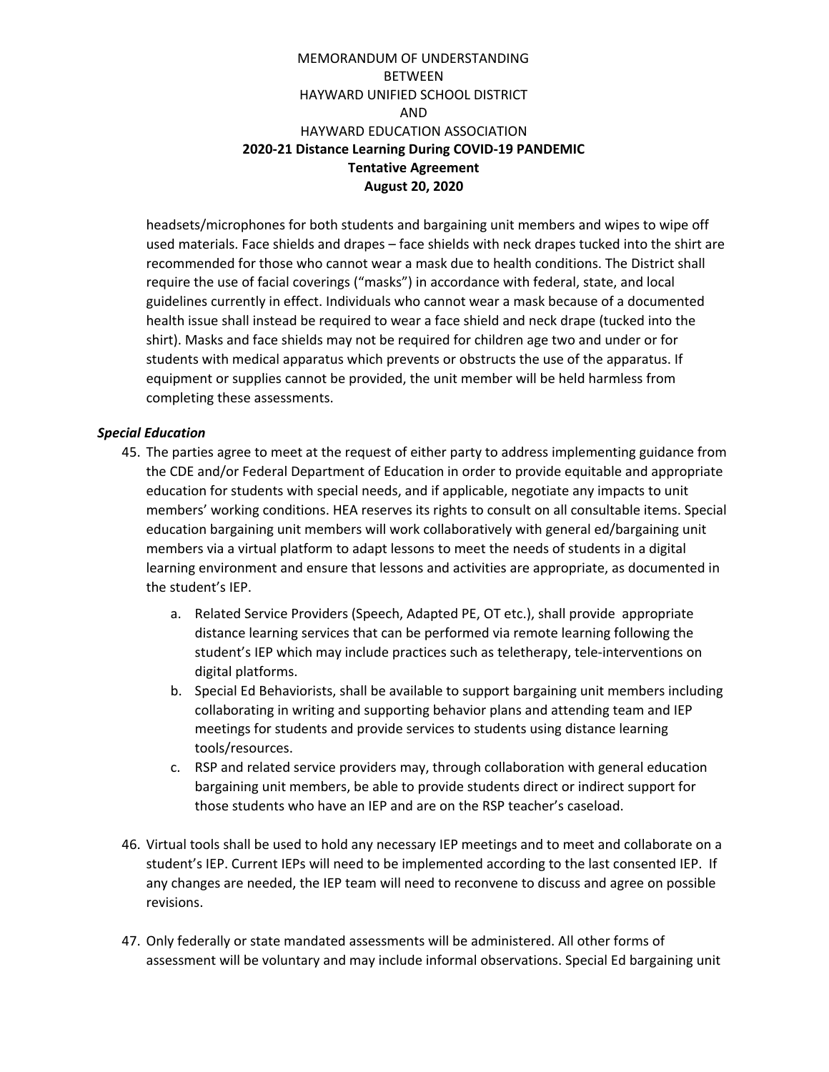headsets/microphones for both students and bargaining unit members and wipes to wipe off used materials. Face shields and drapes – face shields with neck drapes tucked into the shirt are recommended for those who cannot wear a mask due to health conditions. The District shall require the use of facial coverings ("masks") in accordance with federal, state, and local guidelines currently in effect. Individuals who cannot wear a mask because of a documented health issue shall instead be required to wear a face shield and neck drape (tucked into the shirt). Masks and face shields may not be required for children age two and under or for students with medical apparatus which prevents or obstructs the use of the apparatus. If equipment or supplies cannot be provided, the unit member will be held harmless from completing these assessments.

***Special Education***

45. The parties agree to meet at the request of either party to address implementing guidance from the CDE and/or Federal Department of Education in order to provide equitable and appropriate education for students with special needs, and if applicable, negotiate any impacts to unit members' working conditions. HEA reserves its rights to consult on all consultable items. Special education bargaining unit members will work collaboratively with general ed/bargaining unit members via a virtual platform to adapt lessons to meet the needs of students in a digital learning environment and ensure that lessons and activities are appropriate, as documented in the student's IEP.
    a. Related Service Providers (Speech, Adapted PE, OT etc.), shall provide appropriate distance learning services that can be performed via remote learning following the student's IEP which may include practices such as teletherapy, tele-interventions on digital platforms.
    b. Special Ed Behaviorists, shall be available to support bargaining unit members including collaborating in writing and supporting behavior plans and attending team and IEP meetings for students and provide services to students using distance learning tools/resources.
    c. RSP and related service providers may, through collaboration with general education bargaining unit members, be able to provide students direct or indirect support for those students who have an IEP and are on the RSP teacher's caseload.

46. Virtual tools shall be used to hold any necessary IEP meetings and to meet and collaborate on a student's IEP. Current IEPs will need to be implemented according to the last consented IEP. If any changes are needed, the IEP team will need to reconvene to discuss and agree on possible revisions.

47. Only federally or state mandated assessments will be administered. All other forms of assessment will be voluntary and may include informal observations. Special Ed bargaining unit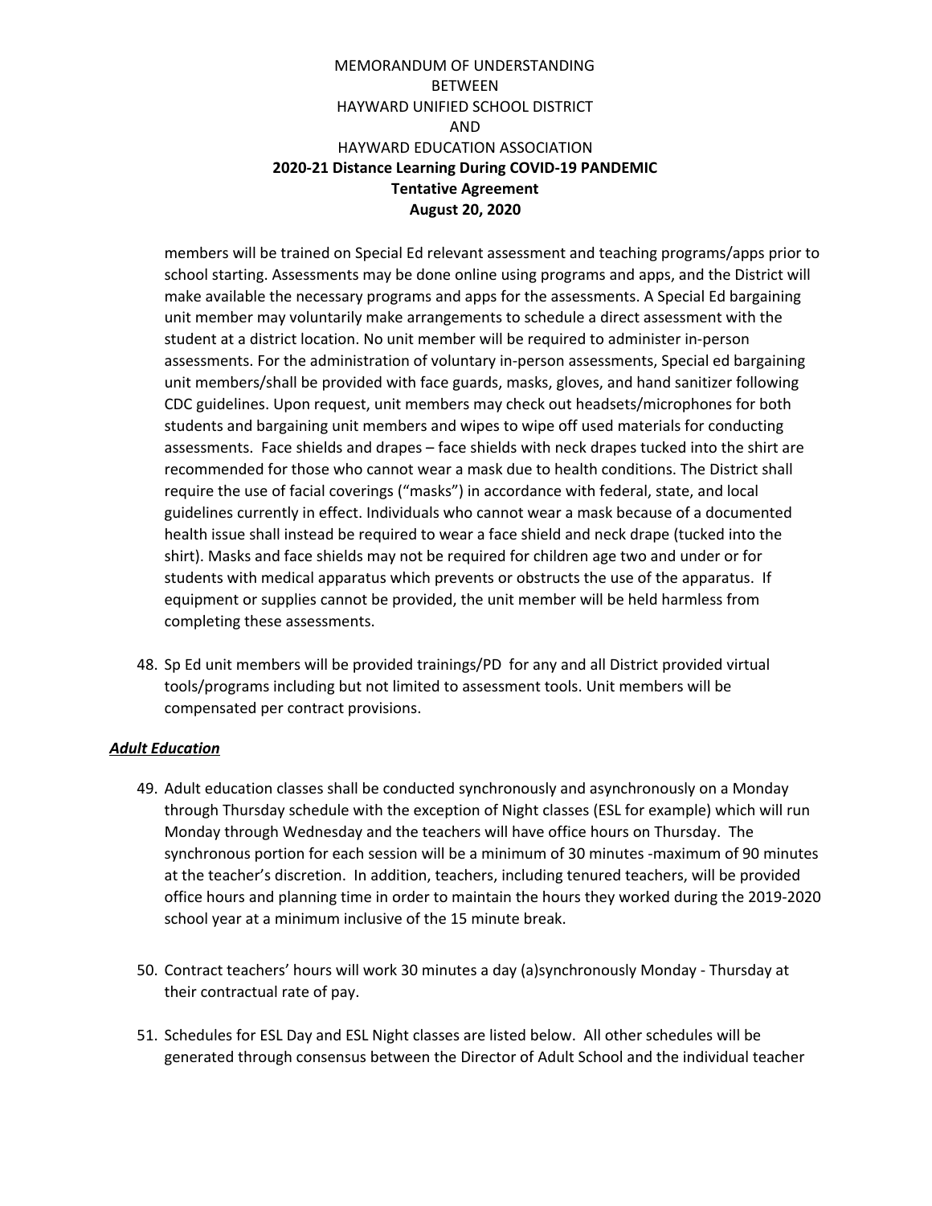members will be trained on Special Ed relevant assessment and teaching programs/apps prior to school starting. Assessments may be done online using programs and apps, and the District will make available the necessary programs and apps for the assessments. A Special Ed bargaining unit member may voluntarily make arrangements to schedule a direct assessment with the student at a district location. No unit member will be required to administer in-person assessments. For the administration of voluntary in-person assessments, Special ed bargaining unit members/shall be provided with face guards, masks, gloves, and hand sanitizer following CDC guidelines. Upon request, unit members may check out headsets/microphones for both students and bargaining unit members and wipes to wipe off used materials for conducting assessments. Face shields and drapes – face shields with neck drapes tucked into the shirt are recommended for those who cannot wear a mask due to health conditions. The District shall require the use of facial coverings ("masks") in accordance with federal, state, and local guidelines currently in effect. Individuals who cannot wear a mask because of a documented health issue shall instead be required to wear a face shield and neck drape (tucked into the shirt). Masks and face shields may not be required for children age two and under or for students with medical apparatus which prevents or obstructs the use of the apparatus. If equipment or supplies cannot be provided, the unit member will be held harmless from completing these assessments.

48. Sp Ed unit members will be provided trainings/PD for any and all District provided virtual tools/programs including but not limited to assessment tools. Unit members will be compensated per contract provisions.

***Adult Education***

49. Adult education classes shall be conducted synchronously and asynchronously on a Monday through Thursday schedule with the exception of Night classes (ESL for example) which will run Monday through Wednesday and the teachers will have office hours on Thursday. The synchronous portion for each session will be a minimum of 30 minutes -maximum of 90 minutes at the teacher's discretion. In addition, teachers, including tenured teachers, will be provided office hours and planning time in order to maintain the hours they worked during the 2019-2020 school year at a minimum inclusive of the 15 minute break.

50. Contract teachers' hours will work 30 minutes a day (a)synchronously Monday - Thursday at their contractual rate of pay.

51. Schedules for ESL Day and ESL Night classes are listed below. All other schedules will be generated through consensus between the Director of Adult School and the individual teacher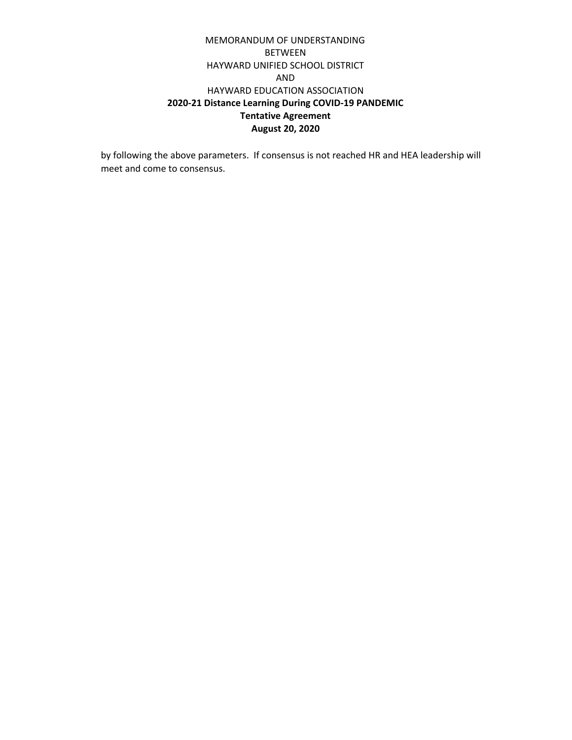by following the above parameters. If consensus is not reached HR and HEA leadership will meet and come to consensus.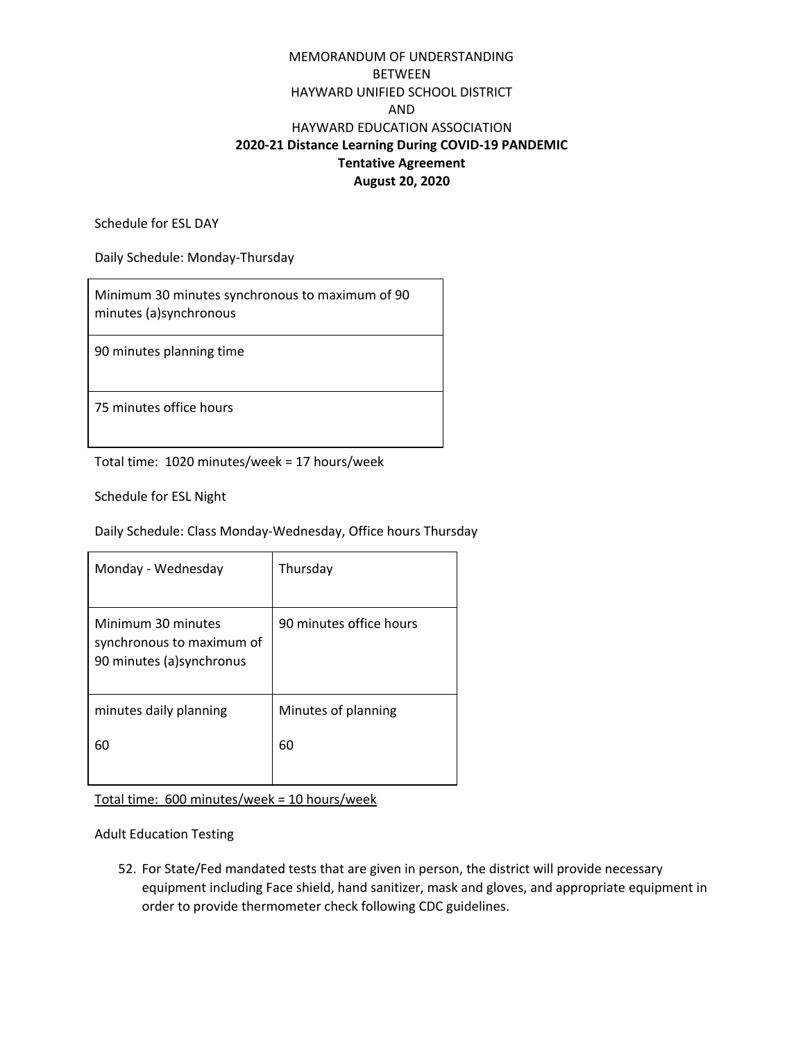MEMORANDUM OF UNDERSTANDING
BETWEEN
HAYWARD UNIFIED SCHOOL DISTRICT
AND
HAYWARD EDUCATION ASSOCIATION

**2020-21 Distance Learning During COVID-19 PANDEMIC**
**Tentative Agreement**
**August 20, 2020**

Schedule for ESL DAY

Daily Schedule: Monday-Thursday

| |
|---|
| Minimum 30 minutes synchronous to maximum of 90 minutes (a)synchronous |
| 90 minutes planning time |
| 75 minutes office hours |

Total time: 1020 minutes/week = 17 hours/week

Schedule for ESL Night

Daily Schedule: Class Monday-Wednesday, Office hours Thursday

| Monday - Wednesday | Thursday |
|---|---|
| Minimum 30 minutes synchronous to maximum of 90 minutes (a)synchronus | 90 minutes office hours |
| minutes daily planning<br><br>60 | Minutes of planning<br><br>60 |

Total time: 600 minutes/week = 10 hours/week

Adult Education Testing

52. For State/Fed mandated tests that are given in person, the district will provide necessary equipment including Face shield, hand sanitizer, mask and gloves, and appropriate equipment in order to provide thermometer check following CDC guidelines.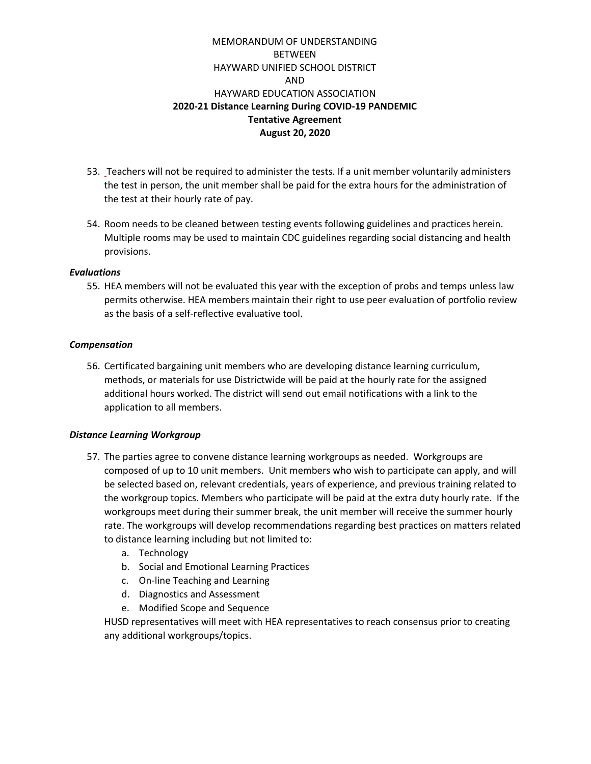MEMORANDUM OF UNDERSTANDING
BETWEEN
HAYWARD UNIFIED SCHOOL DISTRICT
AND
HAYWARD EDUCATION ASSOCIATION

**2020-21 Distance Learning During COVID-19 PANDEMIC**

**Tentative Agreement**

**August 20, 2020**

53. Teachers will not be required to administer the tests. If a unit member voluntarily administers the test in person, the unit member shall be paid for the extra hours for the administration of the test at their hourly rate of pay.

54. Room needs to be cleaned between testing events following guidelines and practices herein. Multiple rooms may be used to maintain CDC guidelines regarding social distancing and health provisions.

***Evaluations***

55. HEA members will not be evaluated this year with the exception of probs and temps unless law permits otherwise. HEA members maintain their right to use peer evaluation of portfolio review as the basis of a self-reflective evaluative tool.

***Compensation***

56. Certificated bargaining unit members who are developing distance learning curriculum, methods, or materials for use Districtwide will be paid at the hourly rate for the assigned additional hours worked. The district will send out email notifications with a link to the application to all members.

***Distance Learning Workgroup***

57. The parties agree to convene distance learning workgroups as needed. Workgroups are composed of up to 10 unit members. Unit members who wish to participate can apply, and will be selected based on, relevant credentials, years of experience, and previous training related to the workgroup topics. Members who participate will be paid at the extra duty hourly rate. If the workgroups meet during their summer break, the unit member will receive the summer hourly rate. The workgroups will develop recommendations regarding best practices on matters related to distance learning including but not limited to:
    a. Technology
    b. Social and Emotional Learning Practices
    c. On-line Teaching and Learning
    d. Diagnostics and Assessment
    e. Modified Scope and Sequence

    HUSD representatives will meet with HEA representatives to reach consensus prior to creating any additional workgroups/topics.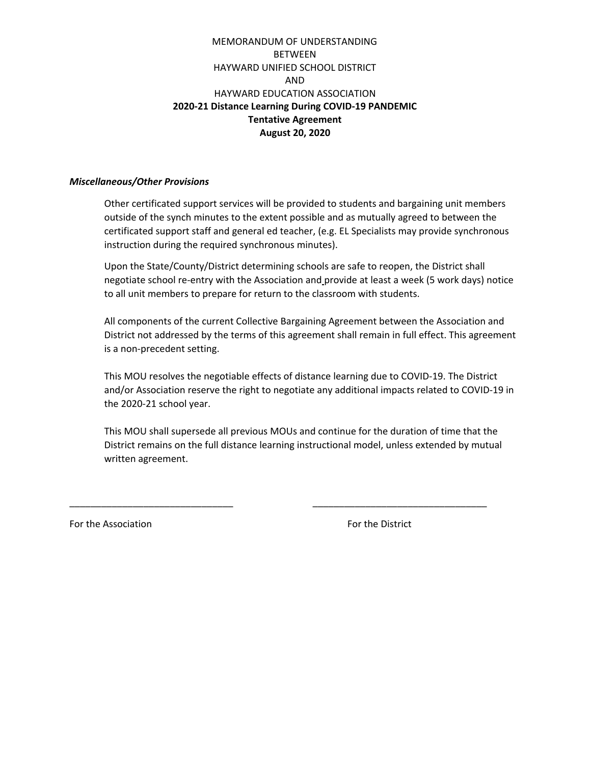MEMORANDUM OF UNDERSTANDING
BETWEEN
HAYWARD UNIFIED SCHOOL DISTRICT
AND
HAYWARD EDUCATION ASSOCIATION

**2020-21 Distance Learning During COVID-19 PANDEMIC**
**Tentative Agreement**
**August 20, 2020**

***Miscellaneous/Other Provisions***

Other certificated support services will be provided to students and bargaining unit members outside of the synch minutes to the extent possible and as mutually agreed to between the certificated support staff and general ed teacher, (e.g. EL Specialists may provide synchronous instruction during the required synchronous minutes).

Upon the State/County/District determining schools are safe to reopen, the District shall negotiate school re-entry with the Association and provide at least a week (5 work days) notice to all unit members to prepare for return to the classroom with students.

All components of the current Collective Bargaining Agreement between the Association and District not addressed by the terms of this agreement shall remain in full effect. This agreement is a non-precedent setting.

This MOU resolves the negotiable effects of distance learning due to COVID-19. The District and/or Association reserve the right to negotiate any additional impacts related to COVID-19 in the 2020-21 school year.

This MOU shall supersede all previous MOUs and continue for the duration of time that the District remains on the full distance learning instructional model, unless extended by mutual written agreement.

_______________________________ _______________________________

For the Association For the District